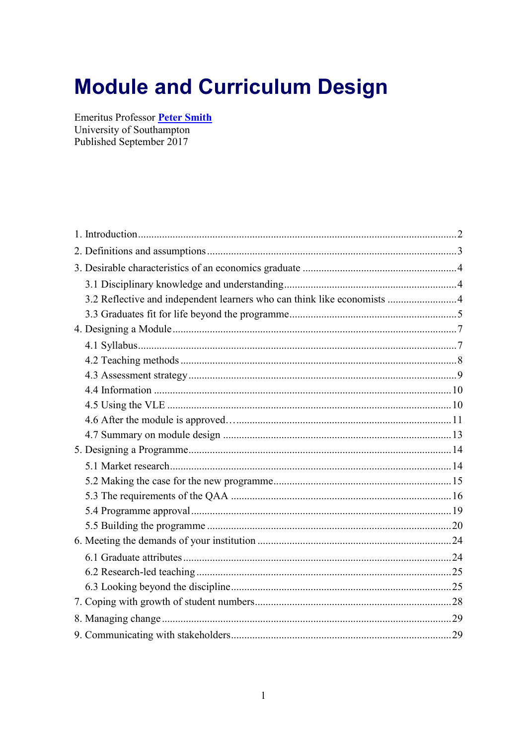# Module and Curriculum Design

Emeritus Professor **Peter Smith**
University of Southampton
Published September 2017

1. Introduction ..... 2
2. Definitions and assumptions ..... 3
3. Desirable characteristics of an economics graduate ..... 4
    - 3.1 Disciplinary knowledge and understanding ..... 4
    - 3.2 Reflective and independent learners who can think like economists ..... 4
    - 3.3 Graduates fit for life beyond the programme ..... 5
4. Designing a Module ..... 7
    - 4.1 Syllabus ..... 7
    - 4.2 Teaching methods ..... 8
    - 4.3 Assessment strategy ..... 9
    - 4.4 Information ..... 10
    - 4.5 Using the VLE ..... 10
    - 4.6 After the module is approved… ..... 11
    - 4.7 Summary on module design ..... 13
5. Designing a Programme ..... 14
    - 5.1 Market research ..... 14
    - 5.2 Making the case for the new programme ..... 15
    - 5.3 The requirements of the QAA ..... 16
    - 5.4 Programme approval ..... 19
    - 5.5 Building the programme ..... 20
6. Meeting the demands of your institution ..... 24
    - 6.1 Graduate attributes ..... 24
    - 6.2 Research-led teaching ..... 25
    - 6.3 Looking beyond the discipline ..... 25
7. Coping with growth of student numbers ..... 28
8. Managing change ..... 29
9. Communicating with stakeholders ..... 29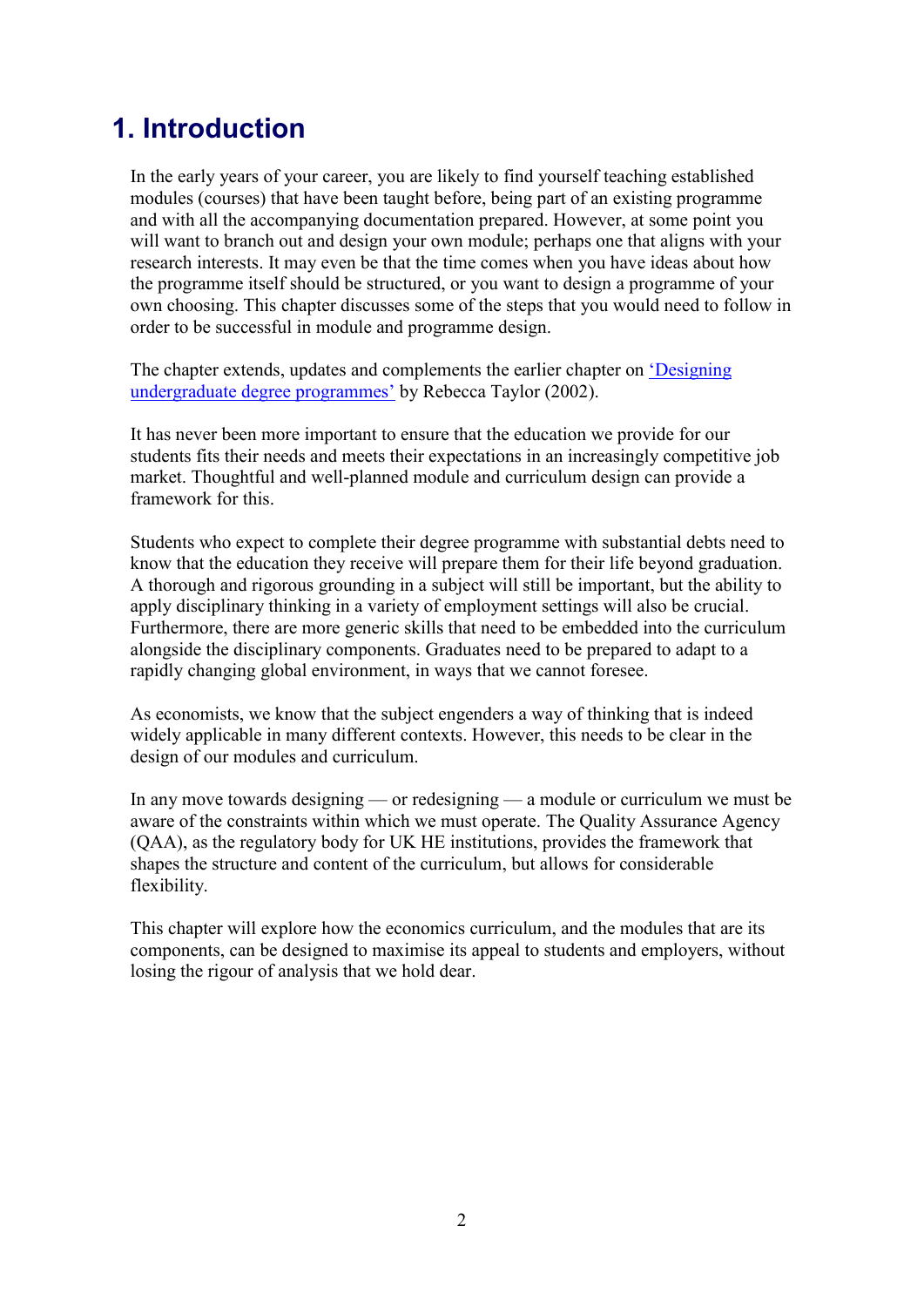# 1. Introduction

In the early years of your career, you are likely to find yourself teaching established modules (courses) that have been taught before, being part of an existing programme and with all the accompanying documentation prepared. However, at some point you will want to branch out and design your own module; perhaps one that aligns with your research interests. It may even be that the time comes when you have ideas about how the programme itself should be structured, or you want to design a programme of your own choosing. This chapter discusses some of the steps that you would need to follow in order to be successful in module and programme design.

The chapter extends, updates and complements the earlier chapter on 'Designing undergraduate degree programmes' by Rebecca Taylor (2002).

It has never been more important to ensure that the education we provide for our students fits their needs and meets their expectations in an increasingly competitive job market. Thoughtful and well-planned module and curriculum design can provide a framework for this.

Students who expect to complete their degree programme with substantial debts need to know that the education they receive will prepare them for their life beyond graduation. A thorough and rigorous grounding in a subject will still be important, but the ability to apply disciplinary thinking in a variety of employment settings will also be crucial. Furthermore, there are more generic skills that need to be embedded into the curriculum alongside the disciplinary components. Graduates need to be prepared to adapt to a rapidly changing global environment, in ways that we cannot foresee.

As economists, we know that the subject engenders a way of thinking that is indeed widely applicable in many different contexts. However, this needs to be clear in the design of our modules and curriculum.

In any move towards designing — or redesigning — a module or curriculum we must be aware of the constraints within which we must operate. The Quality Assurance Agency (QAA), as the regulatory body for UK HE institutions, provides the framework that shapes the structure and content of the curriculum, but allows for considerable flexibility.

This chapter will explore how the economics curriculum, and the modules that are its components, can be designed to maximise its appeal to students and employers, without losing the rigour of analysis that we hold dear.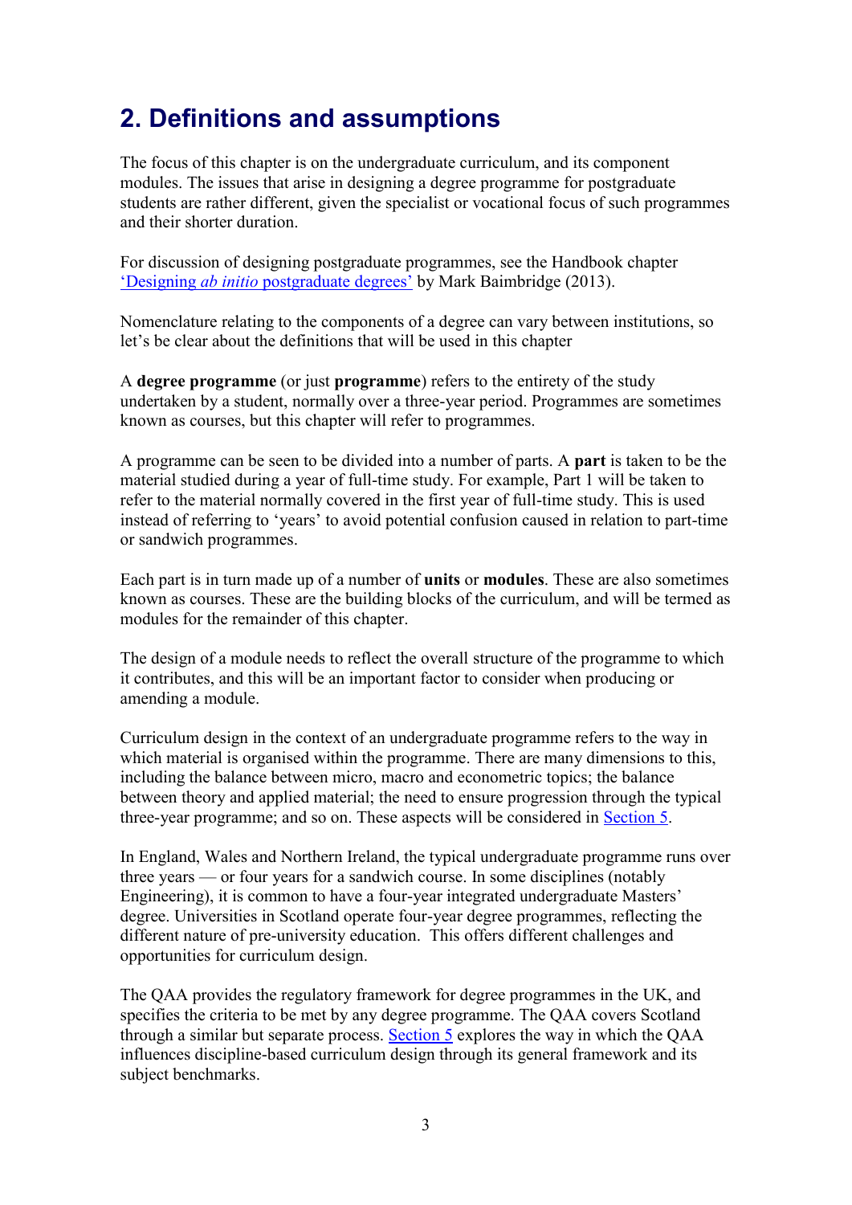## 2. Definitions and assumptions

The focus of this chapter is on the undergraduate curriculum, and its component modules. The issues that arise in designing a degree programme for postgraduate students are rather different, given the specialist or vocational focus of such programmes and their shorter duration.

For discussion of designing postgraduate programmes, see the Handbook chapter 'Designing *ab initio* postgraduate degrees' by Mark Baimbridge (2013).

Nomenclature relating to the components of a degree can vary between institutions, so let's be clear about the definitions that will be used in this chapter

A **degree programme** (or just **programme**) refers to the entirety of the study undertaken by a student, normally over a three-year period. Programmes are sometimes known as courses, but this chapter will refer to programmes.

A programme can be seen to be divided into a number of parts. A **part** is taken to be the material studied during a year of full-time study. For example, Part 1 will be taken to refer to the material normally covered in the first year of full-time study. This is used instead of referring to 'years' to avoid potential confusion caused in relation to part-time or sandwich programmes.

Each part is in turn made up of a number of **units** or **modules**. These are also sometimes known as courses. These are the building blocks of the curriculum, and will be termed as modules for the remainder of this chapter.

The design of a module needs to reflect the overall structure of the programme to which it contributes, and this will be an important factor to consider when producing or amending a module.

Curriculum design in the context of an undergraduate programme refers to the way in which material is organised within the programme. There are many dimensions to this, including the balance between micro, macro and econometric topics; the balance between theory and applied material; the need to ensure progression through the typical three-year programme; and so on. These aspects will be considered in Section 5.

In England, Wales and Northern Ireland, the typical undergraduate programme runs over three years — or four years for a sandwich course. In some disciplines (notably Engineering), it is common to have a four-year integrated undergraduate Masters' degree. Universities in Scotland operate four-year degree programmes, reflecting the different nature of pre-university education. This offers different challenges and opportunities for curriculum design.

The QAA provides the regulatory framework for degree programmes in the UK, and specifies the criteria to be met by any degree programme. The QAA covers Scotland through a similar but separate process. Section 5 explores the way in which the QAA influences discipline-based curriculum design through its general framework and its subject benchmarks.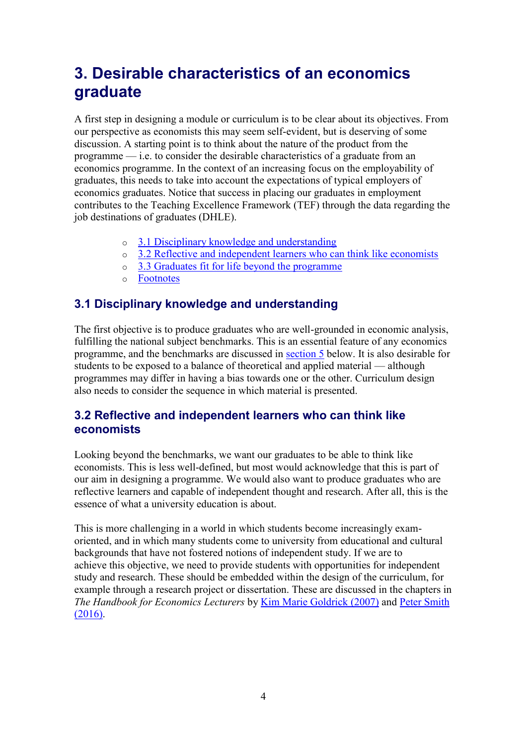# 3. Desirable characteristics of an economics graduate

A first step in designing a module or curriculum is to be clear about its objectives. From our perspective as economists this may seem self-evident, but is deserving of some discussion. A starting point is to think about the nature of the product from the programme — i.e. to consider the desirable characteristics of a graduate from an economics programme. In the context of an increasing focus on the employability of graduates, this needs to take into account the expectations of typical employers of economics graduates. Notice that success in placing our graduates in employment contributes to the Teaching Excellence Framework (TEF) through the data regarding the job destinations of graduates (DHLE).

- 3.1 Disciplinary knowledge and understanding
- 3.2 Reflective and independent learners who can think like economists
- 3.3 Graduates fit for life beyond the programme
- Footnotes

## 3.1 Disciplinary knowledge and understanding

The first objective is to produce graduates who are well-grounded in economic analysis, fulfilling the national subject benchmarks. This is an essential feature of any economics programme, and the benchmarks are discussed in section 5 below. It is also desirable for students to be exposed to a balance of theoretical and applied material — although programmes may differ in having a bias towards one or the other. Curriculum design also needs to consider the sequence in which material is presented.

## 3.2 Reflective and independent learners who can think like economists

Looking beyond the benchmarks, we want our graduates to be able to think like economists. This is less well-defined, but most would acknowledge that this is part of our aim in designing a programme. We would also want to produce graduates who are reflective learners and capable of independent thought and research. After all, this is the essence of what a university education is about.

This is more challenging in a world in which students become increasingly exam-oriented, and in which many students come to university from educational and cultural backgrounds that have not fostered notions of independent study. If we are to achieve this objective, we need to provide students with opportunities for independent study and research. These should be embedded within the design of the curriculum, for example through a research project or dissertation. These are discussed in the chapters in *The Handbook for Economics Lecturers* by Kim Marie Goldrick (2007) and Peter Smith (2016).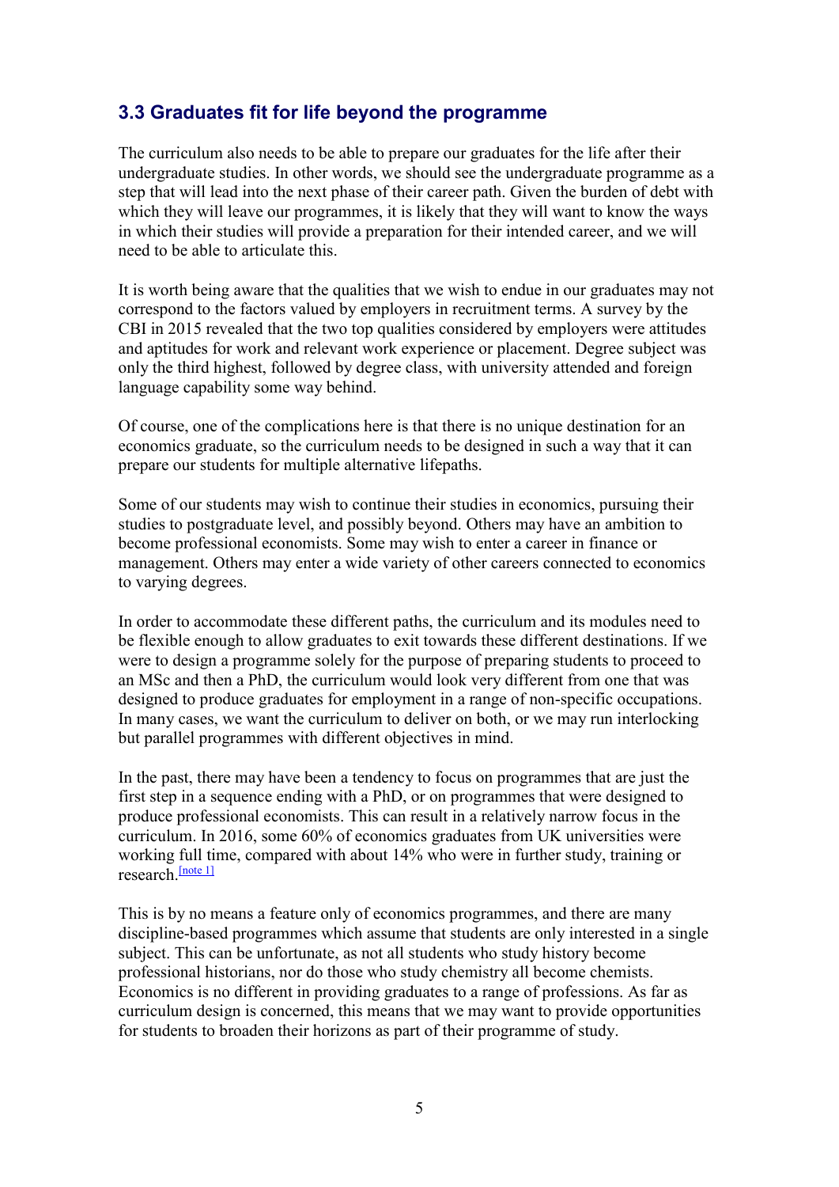### 3.3 Graduates fit for life beyond the programme

The curriculum also needs to be able to prepare our graduates for the life after their undergraduate studies. In other words, we should see the undergraduate programme as a step that will lead into the next phase of their career path. Given the burden of debt with which they will leave our programmes, it is likely that they will want to know the ways in which their studies will provide a preparation for their intended career, and we will need to be able to articulate this.

It is worth being aware that the qualities that we wish to endue in our graduates may not correspond to the factors valued by employers in recruitment terms. A survey by the CBI in 2015 revealed that the two top qualities considered by employers were attitudes and aptitudes for work and relevant work experience or placement. Degree subject was only the third highest, followed by degree class, with university attended and foreign language capability some way behind.

Of course, one of the complications here is that there is no unique destination for an economics graduate, so the curriculum needs to be designed in such a way that it can prepare our students for multiple alternative lifepaths.

Some of our students may wish to continue their studies in economics, pursuing their studies to postgraduate level, and possibly beyond. Others may have an ambition to become professional economists. Some may wish to enter a career in finance or management. Others may enter a wide variety of other careers connected to economics to varying degrees.

In order to accommodate these different paths, the curriculum and its modules need to be flexible enough to allow graduates to exit towards these different destinations. If we were to design a programme solely for the purpose of preparing students to proceed to an MSc and then a PhD, the curriculum would look very different from one that was designed to produce graduates for employment in a range of non-specific occupations. In many cases, we want the curriculum to deliver on both, or we may run interlocking but parallel programmes with different objectives in mind.

In the past, there may have been a tendency to focus on programmes that are just the first step in a sequence ending with a PhD, or on programmes that were designed to produce professional economists. This can result in a relatively narrow focus in the curriculum. In 2016, some 60% of economics graduates from UK universities were working full time, compared with about 14% who were in further study, training or research.[note 1]

This is by no means a feature only of economics programmes, and there are many discipline-based programmes which assume that students are only interested in a single subject. This can be unfortunate, as not all students who study history become professional historians, nor do those who study chemistry all become chemists. Economics is no different in providing graduates to a range of professions. As far as curriculum design is concerned, this means that we may want to provide opportunities for students to broaden their horizons as part of their programme of study.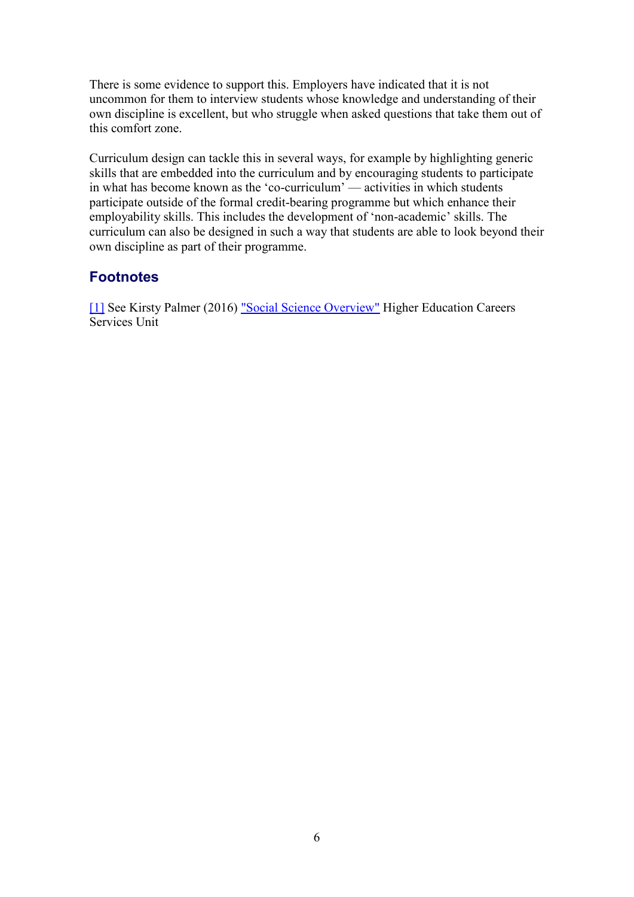There is some evidence to support this. Employers have indicated that it is not uncommon for them to interview students whose knowledge and understanding of their own discipline is excellent, but who struggle when asked questions that take them out of this comfort zone.

Curriculum design can tackle this in several ways, for example by highlighting generic skills that are embedded into the curriculum and by encouraging students to participate in what has become known as the 'co-curriculum' — activities in which students participate outside of the formal credit-bearing programme but which enhance their employability skills. This includes the development of 'non-academic' skills. The curriculum can also be designed in such a way that students are able to look beyond their own discipline as part of their programme.

## Footnotes

[1] See Kirsty Palmer (2016) "Social Science Overview" Higher Education Careers Services Unit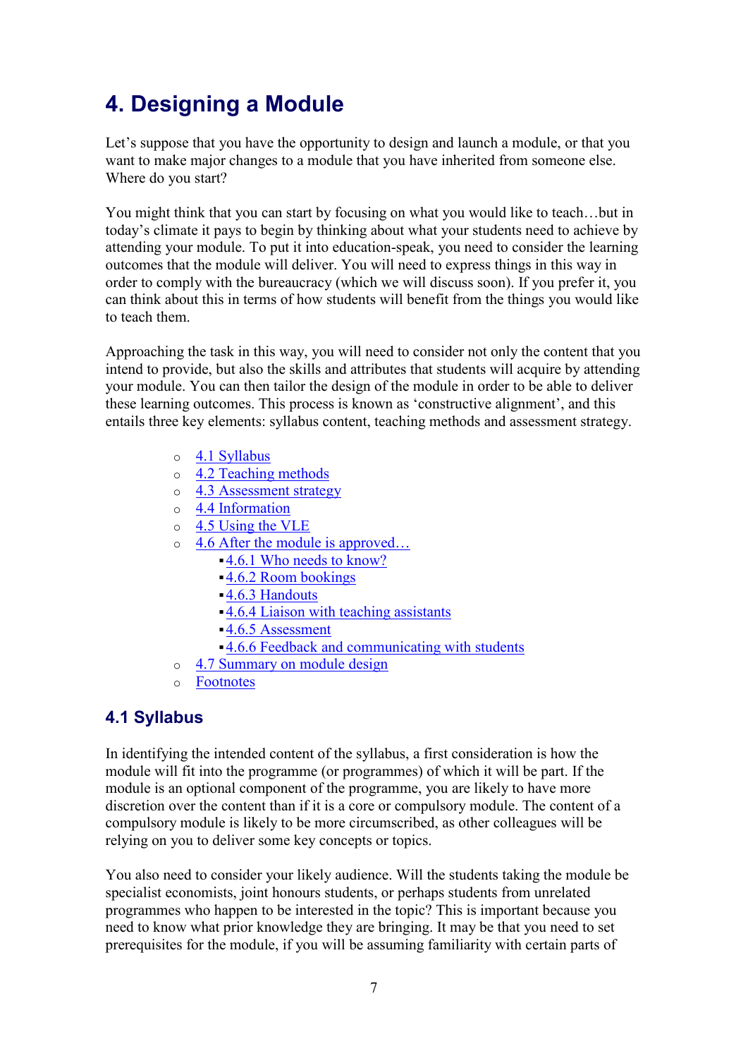# 4. Designing a Module

Let's suppose that you have the opportunity to design and launch a module, or that you want to make major changes to a module that you have inherited from someone else. Where do you start?

You might think that you can start by focusing on what you would like to teach…but in today's climate it pays to begin by thinking about what your students need to achieve by attending your module. To put it into education-speak, you need to consider the learning outcomes that the module will deliver. You will need to express things in this way in order to comply with the bureaucracy (which we will discuss soon). If you prefer it, you can think about this in terms of how students will benefit from the things you would like to teach them.

Approaching the task in this way, you will need to consider not only the content that you intend to provide, but also the skills and attributes that students will acquire by attending your module. You can then tailor the design of the module in order to be able to deliver these learning outcomes. This process is known as 'constructive alignment', and this entails three key elements: syllabus content, teaching methods and assessment strategy.

- 4.1 Syllabus
- 4.2 Teaching methods
- 4.3 Assessment strategy
- 4.4 Information
- 4.5 Using the VLE
- 4.6 After the module is approved…
  - 4.6.1 Who needs to know?
  - 4.6.2 Room bookings
  - 4.6.3 Handouts
  - 4.6.4 Liaison with teaching assistants
  - 4.6.5 Assessment
  - 4.6.6 Feedback and communicating with students
- 4.7 Summary on module design
- Footnotes

## 4.1 Syllabus

In identifying the intended content of the syllabus, a first consideration is how the module will fit into the programme (or programmes) of which it will be part. If the module is an optional component of the programme, you are likely to have more discretion over the content than if it is a core or compulsory module. The content of a compulsory module is likely to be more circumscribed, as other colleagues will be relying on you to deliver some key concepts or topics.

You also need to consider your likely audience. Will the students taking the module be specialist economists, joint honours students, or perhaps students from unrelated programmes who happen to be interested in the topic? This is important because you need to know what prior knowledge they are bringing. It may be that you need to set prerequisites for the module, if you will be assuming familiarity with certain parts of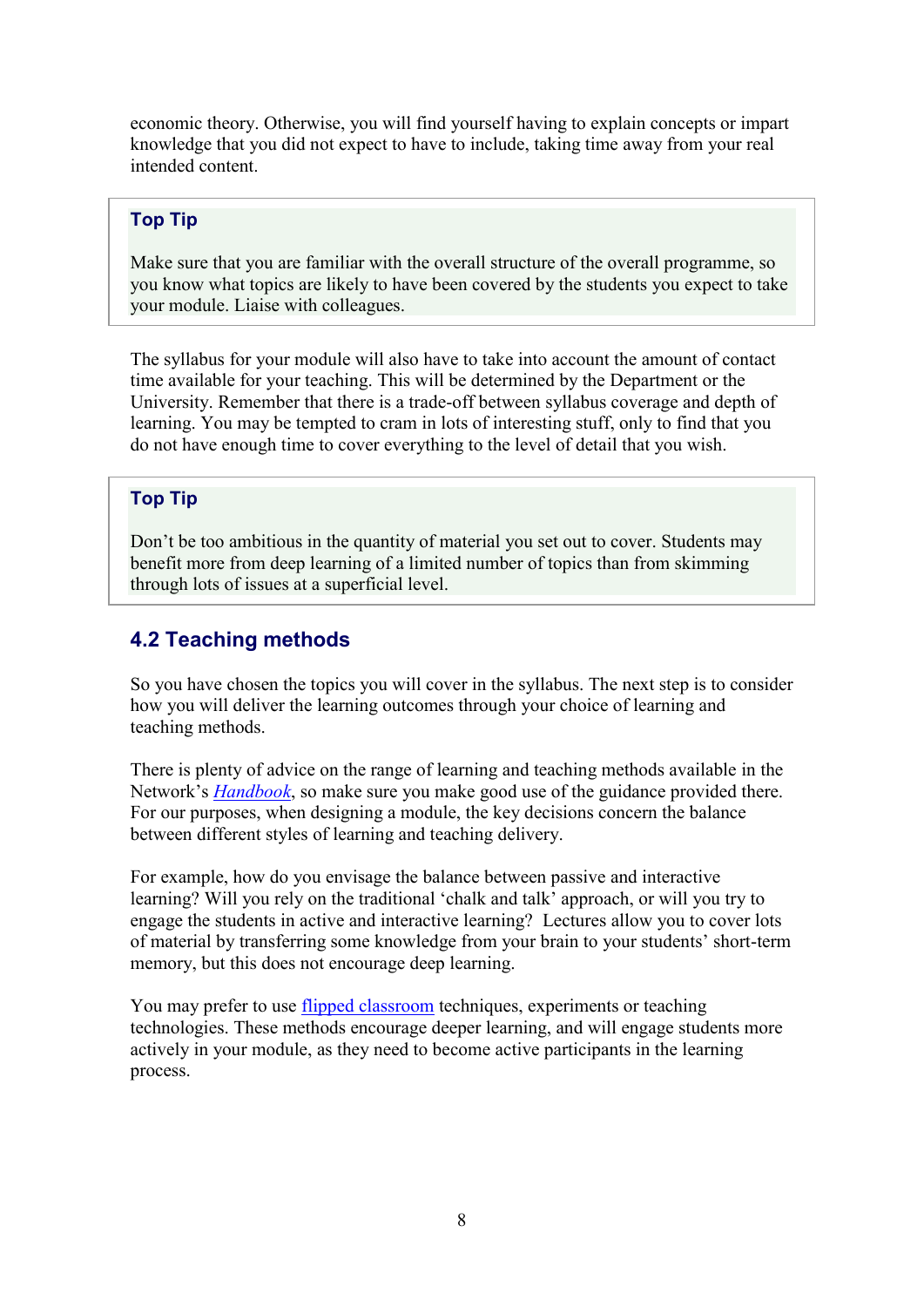economic theory. Otherwise, you will find yourself having to explain concepts or impart knowledge that you did not expect to have to include, taking time away from your real intended content.

> **Top Tip**
>
> Make sure that you are familiar with the overall structure of the overall programme, so you know what topics are likely to have been covered by the students you expect to take your module. Liaise with colleagues.

The syllabus for your module will also have to take into account the amount of contact time available for your teaching. This will be determined by the Department or the University. Remember that there is a trade-off between syllabus coverage and depth of learning. You may be tempted to cram in lots of interesting stuff, only to find that you do not have enough time to cover everything to the level of detail that you wish.

> **Top Tip**
>
> Don't be too ambitious in the quantity of material you set out to cover. Students may benefit more from deep learning of a limited number of topics than from skimming through lots of issues at a superficial level.

## 4.2 Teaching methods

So you have chosen the topics you will cover in the syllabus. The next step is to consider how you will deliver the learning outcomes through your choice of learning and teaching methods.

There is plenty of advice on the range of learning and teaching methods available in the Network's *Handbook*, so make sure you make good use of the guidance provided there. For our purposes, when designing a module, the key decisions concern the balance between different styles of learning and teaching delivery.

For example, how do you envisage the balance between passive and interactive learning? Will you rely on the traditional 'chalk and talk' approach, or will you try to engage the students in active and interactive learning? Lectures allow you to cover lots of material by transferring some knowledge from your brain to your students' short-term memory, but this does not encourage deep learning.

You may prefer to use flipped classroom techniques, experiments or teaching technologies. These methods encourage deeper learning, and will engage students more actively in your module, as they need to become active participants in the learning process.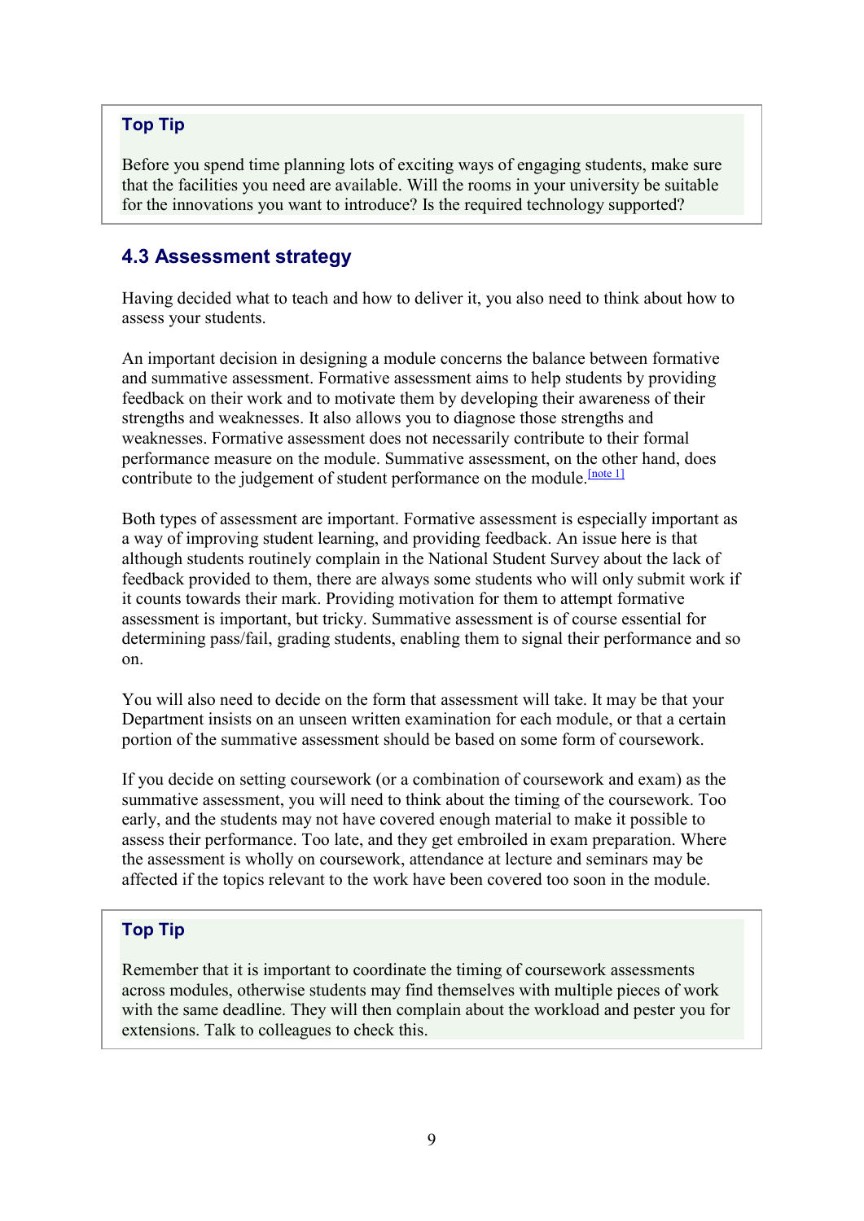> **Top Tip**
>
> Before you spend time planning lots of exciting ways of engaging students, make sure that the facilities you need are available. Will the rooms in your university be suitable for the innovations you want to introduce? Is the required technology supported?

## 4.3 Assessment strategy

Having decided what to teach and how to deliver it, you also need to think about how to assess your students.

An important decision in designing a module concerns the balance between formative and summative assessment. Formative assessment aims to help students by providing feedback on their work and to motivate them by developing their awareness of their strengths and weaknesses. It also allows you to diagnose those strengths and weaknesses. Formative assessment does not necessarily contribute to their formal performance measure on the module. Summative assessment, on the other hand, does contribute to the judgement of student performance on the module.[note 1]

Both types of assessment are important. Formative assessment is especially important as a way of improving student learning, and providing feedback. An issue here is that although students routinely complain in the National Student Survey about the lack of feedback provided to them, there are always some students who will only submit work if it counts towards their mark. Providing motivation for them to attempt formative assessment is important, but tricky. Summative assessment is of course essential for determining pass/fail, grading students, enabling them to signal their performance and so on.

You will also need to decide on the form that assessment will take. It may be that your Department insists on an unseen written examination for each module, or that a certain portion of the summative assessment should be based on some form of coursework.

If you decide on setting coursework (or a combination of coursework and exam) as the summative assessment, you will need to think about the timing of the coursework. Too early, and the students may not have covered enough material to make it possible to assess their performance. Too late, and they get embroiled in exam preparation. Where the assessment is wholly on coursework, attendance at lecture and seminars may be affected if the topics relevant to the work have been covered too soon in the module.

> **Top Tip**
>
> Remember that it is important to coordinate the timing of coursework assessments across modules, otherwise students may find themselves with multiple pieces of work with the same deadline. They will then complain about the workload and pester you for extensions. Talk to colleagues to check this.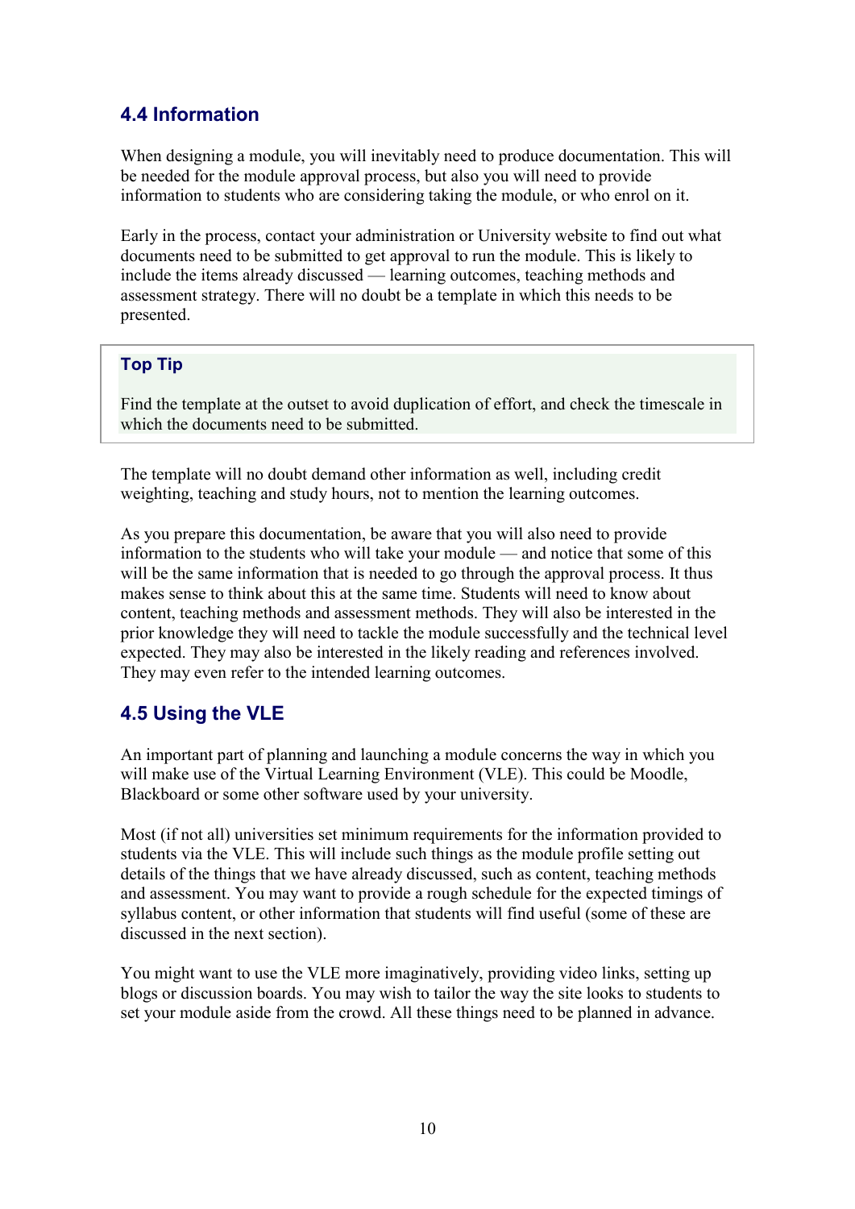## 4.4 Information

When designing a module, you will inevitably need to produce documentation. This will be needed for the module approval process, but also you will need to provide information to students who are considering taking the module, or who enrol on it.

Early in the process, contact your administration or University website to find out what documents need to be submitted to get approval to run the module. This is likely to include the items already discussed — learning outcomes, teaching methods and assessment strategy. There will no doubt be a template in which this needs to be presented.

> **Top Tip**
>
> Find the template at the outset to avoid duplication of effort, and check the timescale in which the documents need to be submitted.

The template will no doubt demand other information as well, including credit weighting, teaching and study hours, not to mention the learning outcomes.

As you prepare this documentation, be aware that you will also need to provide information to the students who will take your module — and notice that some of this will be the same information that is needed to go through the approval process. It thus makes sense to think about this at the same time. Students will need to know about content, teaching methods and assessment methods. They will also be interested in the prior knowledge they will need to tackle the module successfully and the technical level expected. They may also be interested in the likely reading and references involved. They may even refer to the intended learning outcomes.

## 4.5 Using the VLE

An important part of planning and launching a module concerns the way in which you will make use of the Virtual Learning Environment (VLE). This could be Moodle, Blackboard or some other software used by your university.

Most (if not all) universities set minimum requirements for the information provided to students via the VLE. This will include such things as the module profile setting out details of the things that we have already discussed, such as content, teaching methods and assessment. You may want to provide a rough schedule for the expected timings of syllabus content, or other information that students will find useful (some of these are discussed in the next section).

You might want to use the VLE more imaginatively, providing video links, setting up blogs or discussion boards. You may wish to tailor the way the site looks to students to set your module aside from the crowd. All these things need to be planned in advance.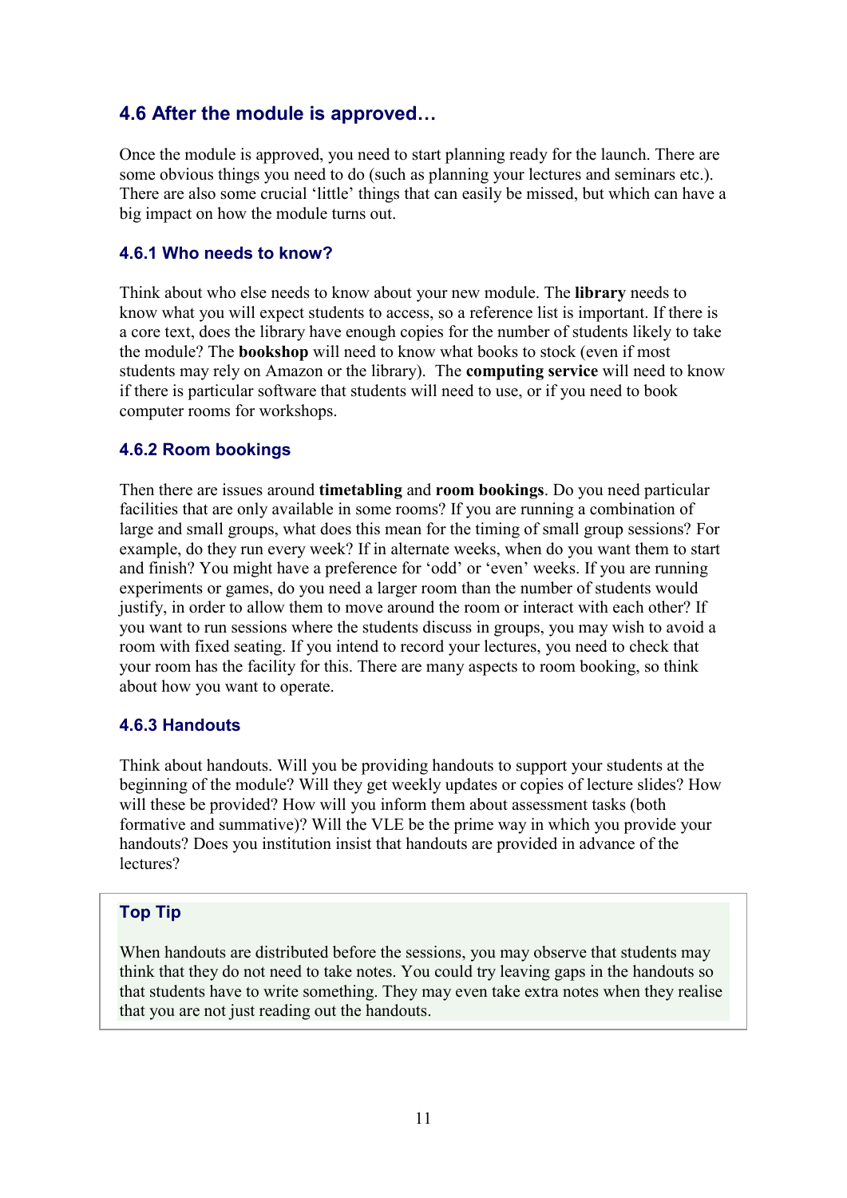## 4.6 After the module is approved…

Once the module is approved, you need to start planning ready for the launch. There are some obvious things you need to do (such as planning your lectures and seminars etc.). There are also some crucial 'little' things that can easily be missed, but which can have a big impact on how the module turns out.

### 4.6.1 Who needs to know?

Think about who else needs to know about your new module. The **library** needs to know what you will expect students to access, so a reference list is important. If there is a core text, does the library have enough copies for the number of students likely to take the module? The **bookshop** will need to know what books to stock (even if most students may rely on Amazon or the library). The **computing service** will need to know if there is particular software that students will need to use, or if you need to book computer rooms for workshops.

### 4.6.2 Room bookings

Then there are issues around **timetabling** and **room bookings**. Do you need particular facilities that are only available in some rooms? If you are running a combination of large and small groups, what does this mean for the timing of small group sessions? For example, do they run every week? If in alternate weeks, when do you want them to start and finish? You might have a preference for 'odd' or 'even' weeks. If you are running experiments or games, do you need a larger room than the number of students would justify, in order to allow them to move around the room or interact with each other? If you want to run sessions where the students discuss in groups, you may wish to avoid a room with fixed seating. If you intend to record your lectures, you need to check that your room has the facility for this. There are many aspects to room booking, so think about how you want to operate.

### 4.6.3 Handouts

Think about handouts. Will you be providing handouts to support your students at the beginning of the module? Will they get weekly updates or copies of lecture slides? How will these be provided? How will you inform them about assessment tasks (both formative and summative)? Will the VLE be the prime way in which you provide your handouts? Does you institution insist that handouts are provided in advance of the lectures?

> **Top Tip**
>
> When handouts are distributed before the sessions, you may observe that students may think that they do not need to take notes. You could try leaving gaps in the handouts so that students have to write something. They may even take extra notes when they realise that you are not just reading out the handouts.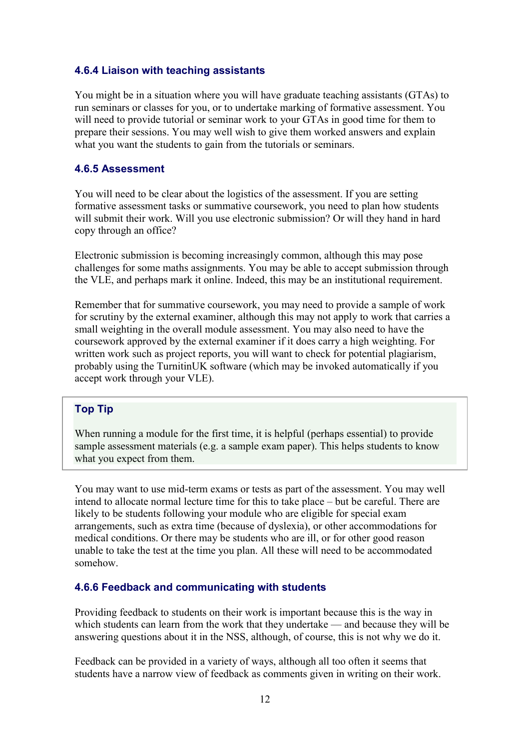### 4.6.4 Liaison with teaching assistants

You might be in a situation where you will have graduate teaching assistants (GTAs) to run seminars or classes for you, or to undertake marking of formative assessment. You will need to provide tutorial or seminar work to your GTAs in good time for them to prepare their sessions. You may well wish to give them worked answers and explain what you want the students to gain from the tutorials or seminars.

### 4.6.5 Assessment

You will need to be clear about the logistics of the assessment. If you are setting formative assessment tasks or summative coursework, you need to plan how students will submit their work. Will you use electronic submission? Or will they hand in hard copy through an office?

Electronic submission is becoming increasingly common, although this may pose challenges for some maths assignments. You may be able to accept submission through the VLE, and perhaps mark it online. Indeed, this may be an institutional requirement.

Remember that for summative coursework, you may need to provide a sample of work for scrutiny by the external examiner, although this may not apply to work that carries a small weighting in the overall module assessment. You may also need to have the coursework approved by the external examiner if it does carry a high weighting. For written work such as project reports, you will want to check for potential plagiarism, probably using the TurnitinUK software (which may be invoked automatically if you accept work through your VLE).

> **Top Tip**
>
> When running a module for the first time, it is helpful (perhaps essential) to provide sample assessment materials (e.g. a sample exam paper). This helps students to know what you expect from them.

You may want to use mid-term exams or tests as part of the assessment. You may well intend to allocate normal lecture time for this to take place – but be careful. There are likely to be students following your module who are eligible for special exam arrangements, such as extra time (because of dyslexia), or other accommodations for medical conditions. Or there may be students who are ill, or for other good reason unable to take the test at the time you plan. All these will need to be accommodated somehow.

### 4.6.6 Feedback and communicating with students

Providing feedback to students on their work is important because this is the way in which students can learn from the work that they undertake — and because they will be answering questions about it in the NSS, although, of course, this is not why we do it.

Feedback can be provided in a variety of ways, although all too often it seems that students have a narrow view of feedback as comments given in writing on their work.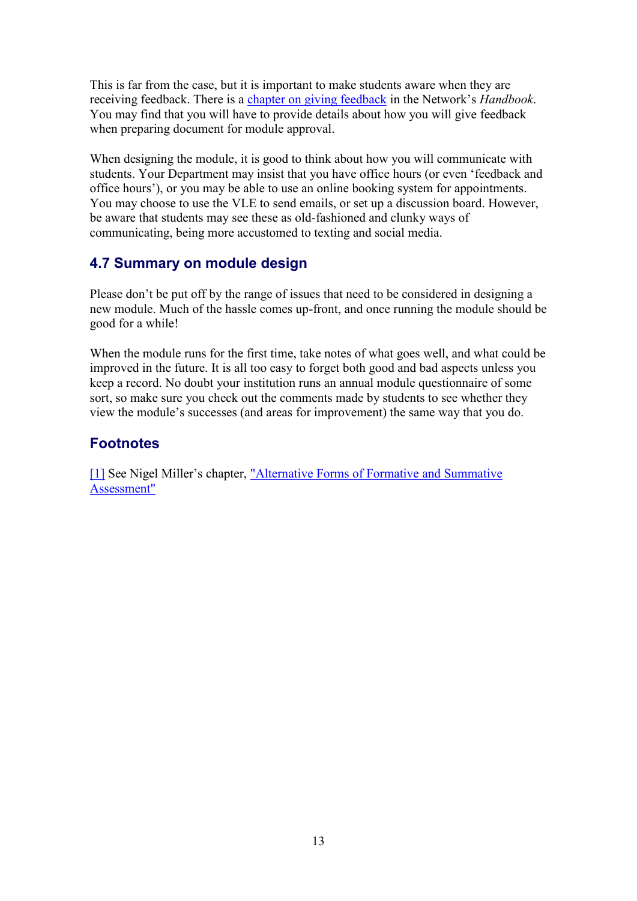This is far from the case, but it is important to make students aware when they are receiving feedback. There is a chapter on giving feedback in the Network's *Handbook*. You may find that you will have to provide details about how you will give feedback when preparing document for module approval.

When designing the module, it is good to think about how you will communicate with students. Your Department may insist that you have office hours (or even 'feedback and office hours'), or you may be able to use an online booking system for appointments. You may choose to use the VLE to send emails, or set up a discussion board. However, be aware that students may see these as old-fashioned and clunky ways of communicating, being more accustomed to texting and social media.

## 4.7 Summary on module design

Please don't be put off by the range of issues that need to be considered in designing a new module. Much of the hassle comes up-front, and once running the module should be good for a while!

When the module runs for the first time, take notes of what goes well, and what could be improved in the future. It is all too easy to forget both good and bad aspects unless you keep a record. No doubt your institution runs an annual module questionnaire of some sort, so make sure you check out the comments made by students to see whether they view the module's successes (and areas for improvement) the same way that you do.

## Footnotes

[1] See Nigel Miller's chapter, "Alternative Forms of Formative and Summative Assessment"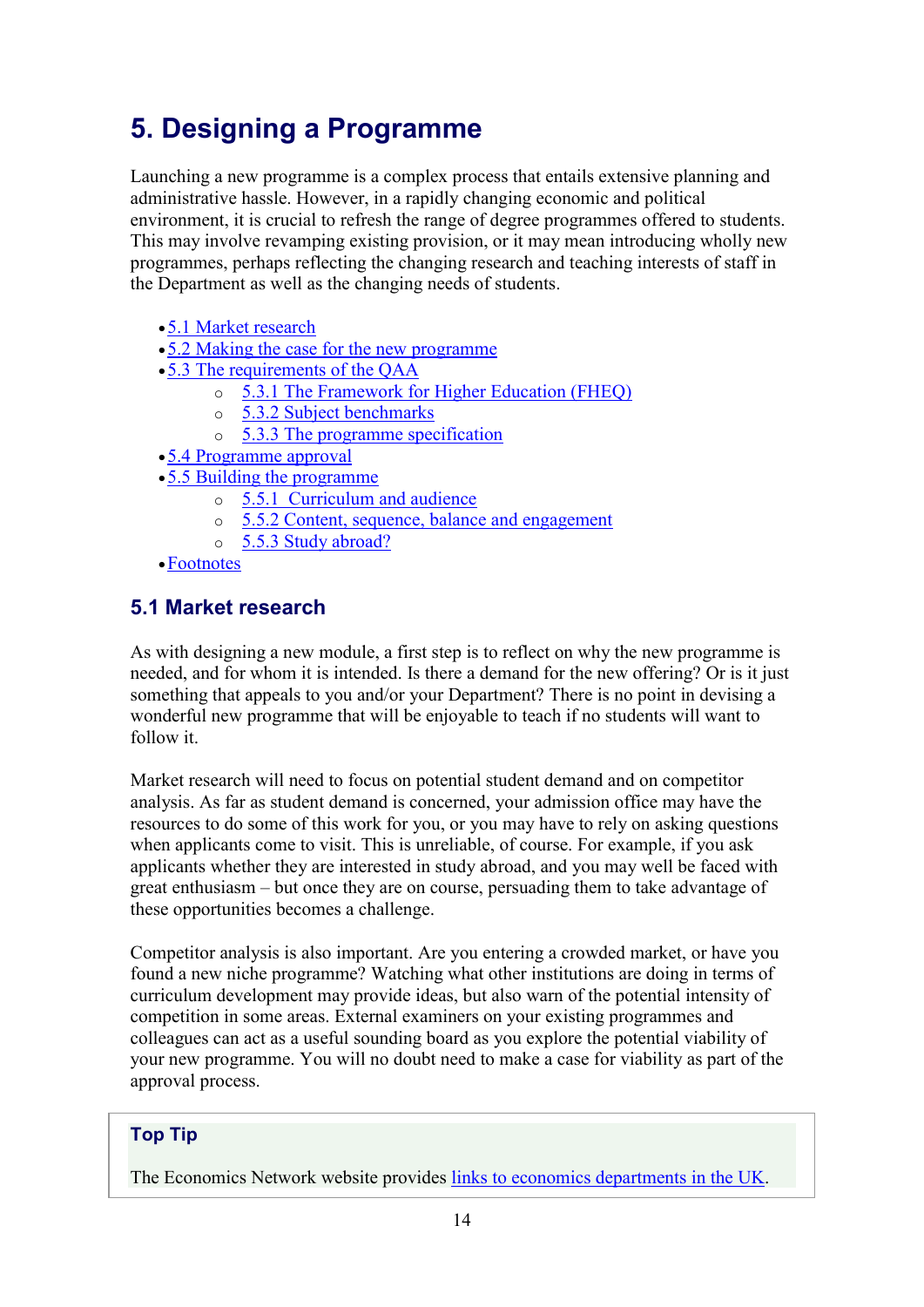# 5. Designing a Programme

Launching a new programme is a complex process that entails extensive planning and administrative hassle. However, in a rapidly changing economic and political environment, it is crucial to refresh the range of degree programmes offered to students. This may involve revamping existing provision, or it may mean introducing wholly new programmes, perhaps reflecting the changing research and teaching interests of staff in the Department as well as the changing needs of students.

- 5.1 Market research
- 5.2 Making the case for the new programme
- 5.3 The requirements of the QAA
    - 5.3.1 The Framework for Higher Education (FHEQ)
    - 5.3.2 Subject benchmarks
    - 5.3.3 The programme specification
- 5.4 Programme approval
- 5.5 Building the programme
    - 5.5.1 Curriculum and audience
    - 5.5.2 Content, sequence, balance and engagement
    - 5.5.3 Study abroad?
- Footnotes

## 5.1 Market research

As with designing a new module, a first step is to reflect on why the new programme is needed, and for whom it is intended. Is there a demand for the new offering? Or is it just something that appeals to you and/or your Department? There is no point in devising a wonderful new programme that will be enjoyable to teach if no students will want to follow it.

Market research will need to focus on potential student demand and on competitor analysis. As far as student demand is concerned, your admission office may have the resources to do some of this work for you, or you may have to rely on asking questions when applicants come to visit. This is unreliable, of course. For example, if you ask applicants whether they are interested in study abroad, and you may well be faced with great enthusiasm – but once they are on course, persuading them to take advantage of these opportunities becomes a challenge.

Competitor analysis is also important. Are you entering a crowded market, or have you found a new niche programme? Watching what other institutions are doing in terms of curriculum development may provide ideas, but also warn of the potential intensity of competition in some areas. External examiners on your existing programmes and colleagues can act as a useful sounding board as you explore the potential viability of your new programme. You will no doubt need to make a case for viability as part of the approval process.

**Top Tip**

The Economics Network website provides links to economics departments in the UK.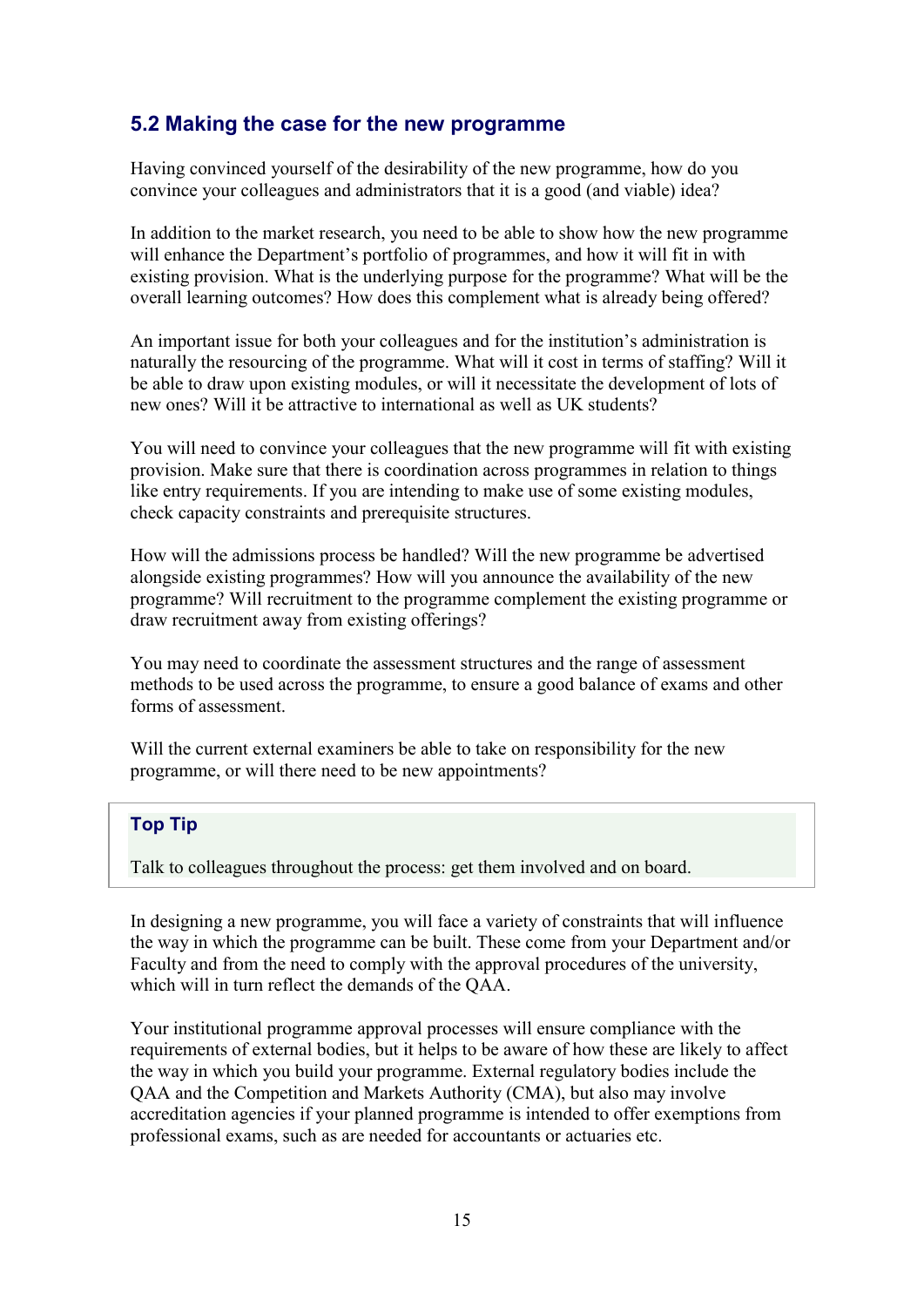## 5.2 Making the case for the new programme

Having convinced yourself of the desirability of the new programme, how do you convince your colleagues and administrators that it is a good (and viable) idea?

In addition to the market research, you need to be able to show how the new programme will enhance the Department's portfolio of programmes, and how it will fit in with existing provision. What is the underlying purpose for the programme? What will be the overall learning outcomes? How does this complement what is already being offered?

An important issue for both your colleagues and for the institution's administration is naturally the resourcing of the programme. What will it cost in terms of staffing? Will it be able to draw upon existing modules, or will it necessitate the development of lots of new ones? Will it be attractive to international as well as UK students?

You will need to convince your colleagues that the new programme will fit with existing provision. Make sure that there is coordination across programmes in relation to things like entry requirements. If you are intending to make use of some existing modules, check capacity constraints and prerequisite structures.

How will the admissions process be handled? Will the new programme be advertised alongside existing programmes? How will you announce the availability of the new programme? Will recruitment to the programme complement the existing programme or draw recruitment away from existing offerings?

You may need to coordinate the assessment structures and the range of assessment methods to be used across the programme, to ensure a good balance of exams and other forms of assessment.

Will the current external examiners be able to take on responsibility for the new programme, or will there need to be new appointments?

> **Top Tip**
>
> Talk to colleagues throughout the process: get them involved and on board.

In designing a new programme, you will face a variety of constraints that will influence the way in which the programme can be built. These come from your Department and/or Faculty and from the need to comply with the approval procedures of the university, which will in turn reflect the demands of the QAA.

Your institutional programme approval processes will ensure compliance with the requirements of external bodies, but it helps to be aware of how these are likely to affect the way in which you build your programme. External regulatory bodies include the QAA and the Competition and Markets Authority (CMA), but also may involve accreditation agencies if your planned programme is intended to offer exemptions from professional exams, such as are needed for accountants or actuaries etc.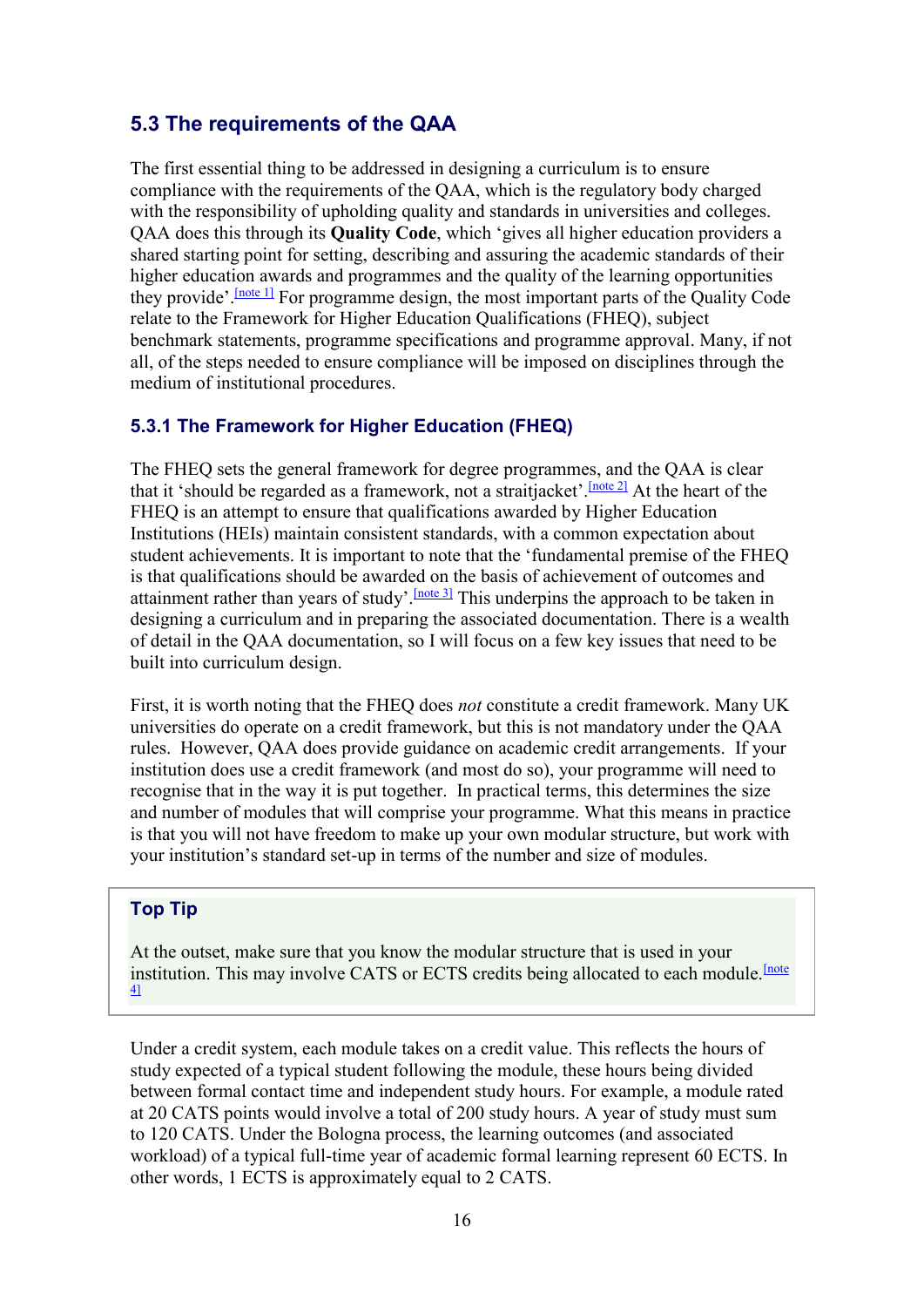## 5.3 The requirements of the QAA

The first essential thing to be addressed in designing a curriculum is to ensure compliance with the requirements of the QAA, which is the regulatory body charged with the responsibility of upholding quality and standards in universities and colleges. QAA does this through its **Quality Code**, which 'gives all higher education providers a shared starting point for setting, describing and assuring the academic standards of their higher education awards and programmes and the quality of the learning opportunities they provide'.[note 1] For programme design, the most important parts of the Quality Code relate to the Framework for Higher Education Qualifications (FHEQ), subject benchmark statements, programme specifications and programme approval. Many, if not all, of the steps needed to ensure compliance will be imposed on disciplines through the medium of institutional procedures.

### 5.3.1 The Framework for Higher Education (FHEQ)

The FHEQ sets the general framework for degree programmes, and the QAA is clear that it 'should be regarded as a framework, not a straitjacket'.[note 2] At the heart of the FHEQ is an attempt to ensure that qualifications awarded by Higher Education Institutions (HEIs) maintain consistent standards, with a common expectation about student achievements. It is important to note that the 'fundamental premise of the FHEQ is that qualifications should be awarded on the basis of achievement of outcomes and attainment rather than years of study'.[note 3] This underpins the approach to be taken in designing a curriculum and in preparing the associated documentation. There is a wealth of detail in the QAA documentation, so I will focus on a few key issues that need to be built into curriculum design.

First, it is worth noting that the FHEQ does *not* constitute a credit framework. Many UK universities do operate on a credit framework, but this is not mandatory under the QAA rules. However, QAA does provide guidance on academic credit arrangements. If your institution does use a credit framework (and most do so), your programme will need to recognise that in the way it is put together. In practical terms, this determines the size and number of modules that will comprise your programme. What this means in practice is that you will not have freedom to make up your own modular structure, but work with your institution's standard set-up in terms of the number and size of modules.

> **Top Tip**
>
> At the outset, make sure that you know the modular structure that is used in your institution. This may involve CATS or ECTS credits being allocated to each module.[note 4]

Under a credit system, each module takes on a credit value. This reflects the hours of study expected of a typical student following the module, these hours being divided between formal contact time and independent study hours. For example, a module rated at 20 CATS points would involve a total of 200 study hours. A year of study must sum to 120 CATS. Under the Bologna process, the learning outcomes (and associated workload) of a typical full-time year of academic formal learning represent 60 ECTS. In other words, 1 ECTS is approximately equal to 2 CATS.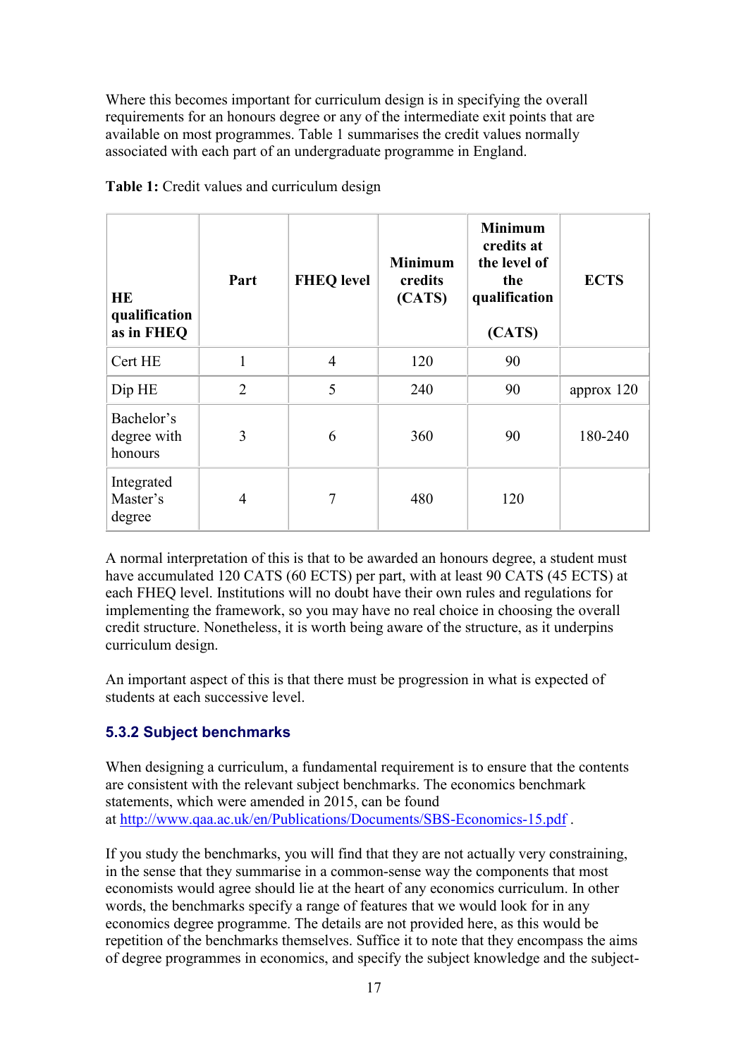Where this becomes important for curriculum design is in specifying the overall requirements for an honours degree or any of the intermediate exit points that are available on most programmes. Table 1 summarises the credit values normally associated with each part of an undergraduate programme in England.

**Table 1:** Credit values and curriculum design

| HE qualification as in FHEQ | Part | FHEQ level | Minimum credits (CATS) | Minimum credits at the level of the qualification (CATS) | ECTS |
|---|---|---|---|---|---|
| Cert HE | 1 | 4 | 120 | 90 | |
| Dip HE | 2 | 5 | 240 | 90 | approx 120 |
| Bachelor's degree with honours | 3 | 6 | 360 | 90 | 180-240 |
| Integrated Master's degree | 4 | 7 | 480 | 120 | |

A normal interpretation of this is that to be awarded an honours degree, a student must have accumulated 120 CATS (60 ECTS) per part, with at least 90 CATS (45 ECTS) at each FHEQ level. Institutions will no doubt have their own rules and regulations for implementing the framework, so you may have no real choice in choosing the overall credit structure. Nonetheless, it is worth being aware of the structure, as it underpins curriculum design.

An important aspect of this is that there must be progression in what is expected of students at each successive level.

### 5.3.2 Subject benchmarks

When designing a curriculum, a fundamental requirement is to ensure that the contents are consistent with the relevant subject benchmarks. The economics benchmark statements, which were amended in 2015, can be found at http://www.qaa.ac.uk/en/Publications/Documents/SBS-Economics-15.pdf .

If you study the benchmarks, you will find that they are not actually very constraining, in the sense that they summarise in a common-sense way the components that most economists would agree should lie at the heart of any economics curriculum. In other words, the benchmarks specify a range of features that we would look for in any economics degree programme. The details are not provided here, as this would be repetition of the benchmarks themselves. Suffice it to note that they encompass the aims of degree programmes in economics, and specify the subject knowledge and the subject-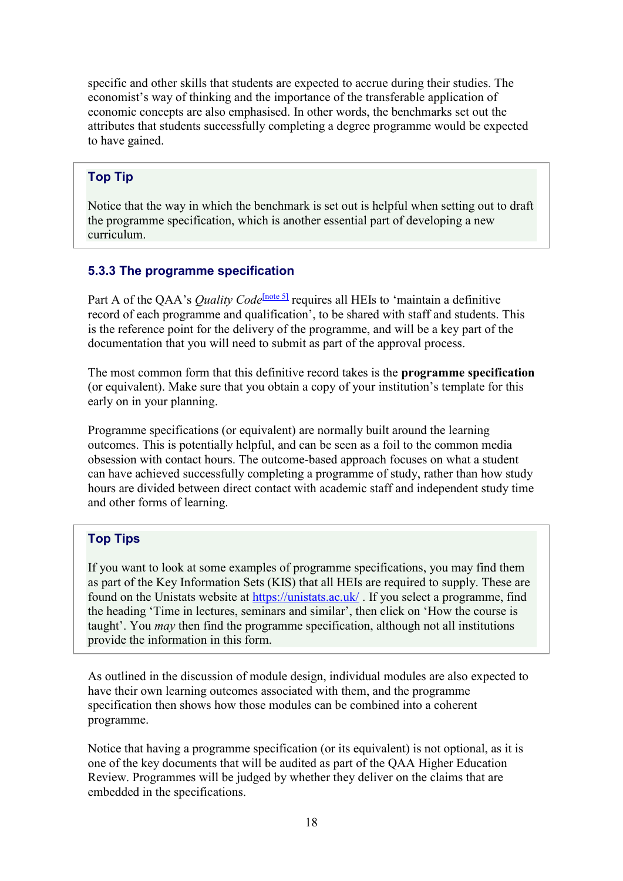specific and other skills that students are expected to accrue during their studies. The economist's way of thinking and the importance of the transferable application of economic concepts are also emphasised. In other words, the benchmarks set out the attributes that students successfully completing a degree programme would be expected to have gained.

> **Top Tip**
>
> Notice that the way in which the benchmark is set out is helpful when setting out to draft the programme specification, which is another essential part of developing a new curriculum.

### 5.3.3 The programme specification

Part A of the QAA's *Quality Code*[note 5] requires all HEIs to 'maintain a definitive record of each programme and qualification', to be shared with staff and students. This is the reference point for the delivery of the programme, and will be a key part of the documentation that you will need to submit as part of the approval process.

The most common form that this definitive record takes is the **programme specification** (or equivalent). Make sure that you obtain a copy of your institution's template for this early on in your planning.

Programme specifications (or equivalent) are normally built around the learning outcomes. This is potentially helpful, and can be seen as a foil to the common media obsession with contact hours. The outcome-based approach focuses on what a student can have achieved successfully completing a programme of study, rather than how study hours are divided between direct contact with academic staff and independent study time and other forms of learning.

> **Top Tips**
>
> If you want to look at some examples of programme specifications, you may find them as part of the Key Information Sets (KIS) that all HEIs are required to supply. These are found on the Unistats website at https://unistats.ac.uk/ . If you select a programme, find the heading 'Time in lectures, seminars and similar', then click on 'How the course is taught'. You *may* then find the programme specification, although not all institutions provide the information in this form.

As outlined in the discussion of module design, individual modules are also expected to have their own learning outcomes associated with them, and the programme specification then shows how those modules can be combined into a coherent programme.

Notice that having a programme specification (or its equivalent) is not optional, as it is one of the key documents that will be audited as part of the QAA Higher Education Review. Programmes will be judged by whether they deliver on the claims that are embedded in the specifications.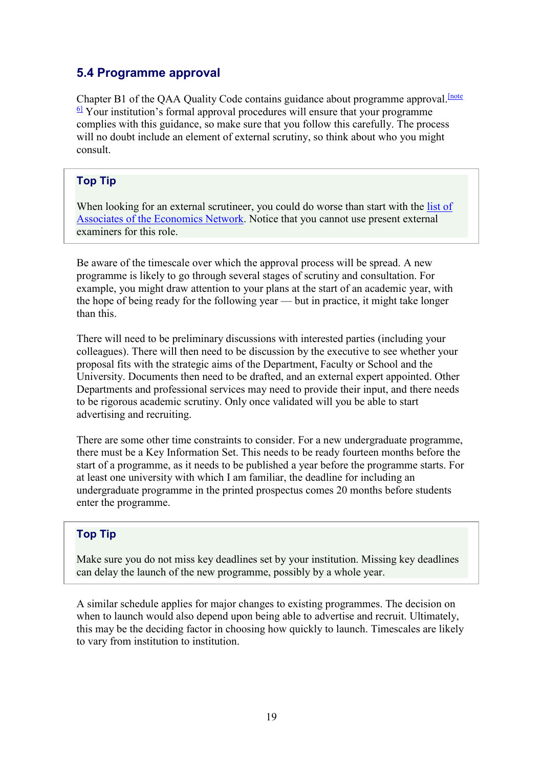## 5.4 Programme approval

Chapter B1 of the QAA Quality Code contains guidance about programme approval.[note 6] Your institution's formal approval procedures will ensure that your programme complies with this guidance, so make sure that you follow this carefully. The process will no doubt include an element of external scrutiny, so think about who you might consult.

> **Top Tip**
>
> When looking for an external scrutineer, you could do worse than start with the list of Associates of the Economics Network. Notice that you cannot use present external examiners for this role.

Be aware of the timescale over which the approval process will be spread. A new programme is likely to go through several stages of scrutiny and consultation. For example, you might draw attention to your plans at the start of an academic year, with the hope of being ready for the following year — but in practice, it might take longer than this.

There will need to be preliminary discussions with interested parties (including your colleagues). There will then need to be discussion by the executive to see whether your proposal fits with the strategic aims of the Department, Faculty or School and the University. Documents then need to be drafted, and an external expert appointed. Other Departments and professional services may need to provide their input, and there needs to be rigorous academic scrutiny. Only once validated will you be able to start advertising and recruiting.

There are some other time constraints to consider. For a new undergraduate programme, there must be a Key Information Set. This needs to be ready fourteen months before the start of a programme, as it needs to be published a year before the programme starts. For at least one university with which I am familiar, the deadline for including an undergraduate programme in the printed prospectus comes 20 months before students enter the programme.

> **Top Tip**
>
> Make sure you do not miss key deadlines set by your institution. Missing key deadlines can delay the launch of the new programme, possibly by a whole year.

A similar schedule applies for major changes to existing programmes. The decision on when to launch would also depend upon being able to advertise and recruit. Ultimately, this may be the deciding factor in choosing how quickly to launch. Timescales are likely to vary from institution to institution.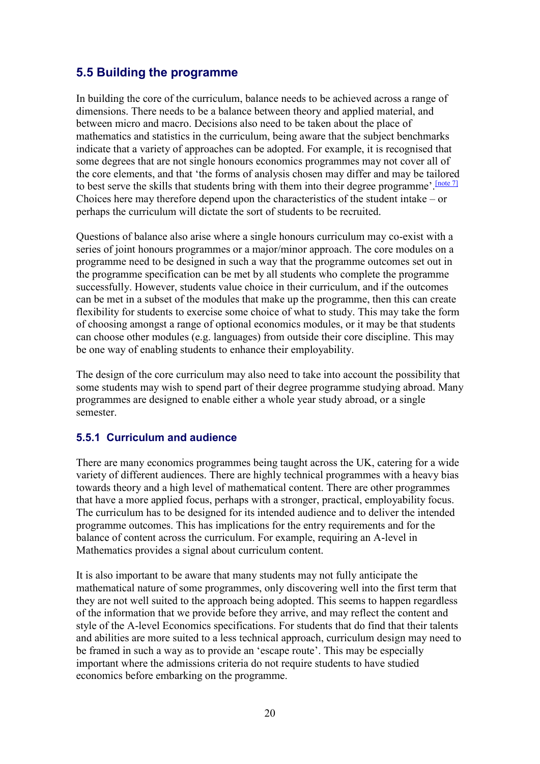## 5.5 Building the programme

In building the core of the curriculum, balance needs to be achieved across a range of dimensions. There needs to be a balance between theory and applied material, and between micro and macro. Decisions also need to be taken about the place of mathematics and statistics in the curriculum, being aware that the subject benchmarks indicate that a variety of approaches can be adopted. For example, it is recognised that some degrees that are not single honours economics programmes may not cover all of the core elements, and that 'the forms of analysis chosen may differ and may be tailored to best serve the skills that students bring with them into their degree programme'.[note 7] Choices here may therefore depend upon the characteristics of the student intake – or perhaps the curriculum will dictate the sort of students to be recruited.

Questions of balance also arise where a single honours curriculum may co-exist with a series of joint honours programmes or a major/minor approach. The core modules on a programme need to be designed in such a way that the programme outcomes set out in the programme specification can be met by all students who complete the programme successfully. However, students value choice in their curriculum, and if the outcomes can be met in a subset of the modules that make up the programme, then this can create flexibility for students to exercise some choice of what to study. This may take the form of choosing amongst a range of optional economics modules, or it may be that students can choose other modules (e.g. languages) from outside their core discipline. This may be one way of enabling students to enhance their employability.

The design of the core curriculum may also need to take into account the possibility that some students may wish to spend part of their degree programme studying abroad. Many programmes are designed to enable either a whole year study abroad, or a single semester.

### 5.5.1 Curriculum and audience

There are many economics programmes being taught across the UK, catering for a wide variety of different audiences. There are highly technical programmes with a heavy bias towards theory and a high level of mathematical content. There are other programmes that have a more applied focus, perhaps with a stronger, practical, employability focus. The curriculum has to be designed for its intended audience and to deliver the intended programme outcomes. This has implications for the entry requirements and for the balance of content across the curriculum. For example, requiring an A-level in Mathematics provides a signal about curriculum content.

It is also important to be aware that many students may not fully anticipate the mathematical nature of some programmes, only discovering well into the first term that they are not well suited to the approach being adopted. This seems to happen regardless of the information that we provide before they arrive, and may reflect the content and style of the A-level Economics specifications. For students that do find that their talents and abilities are more suited to a less technical approach, curriculum design may need to be framed in such a way as to provide an 'escape route'. This may be especially important where the admissions criteria do not require students to have studied economics before embarking on the programme.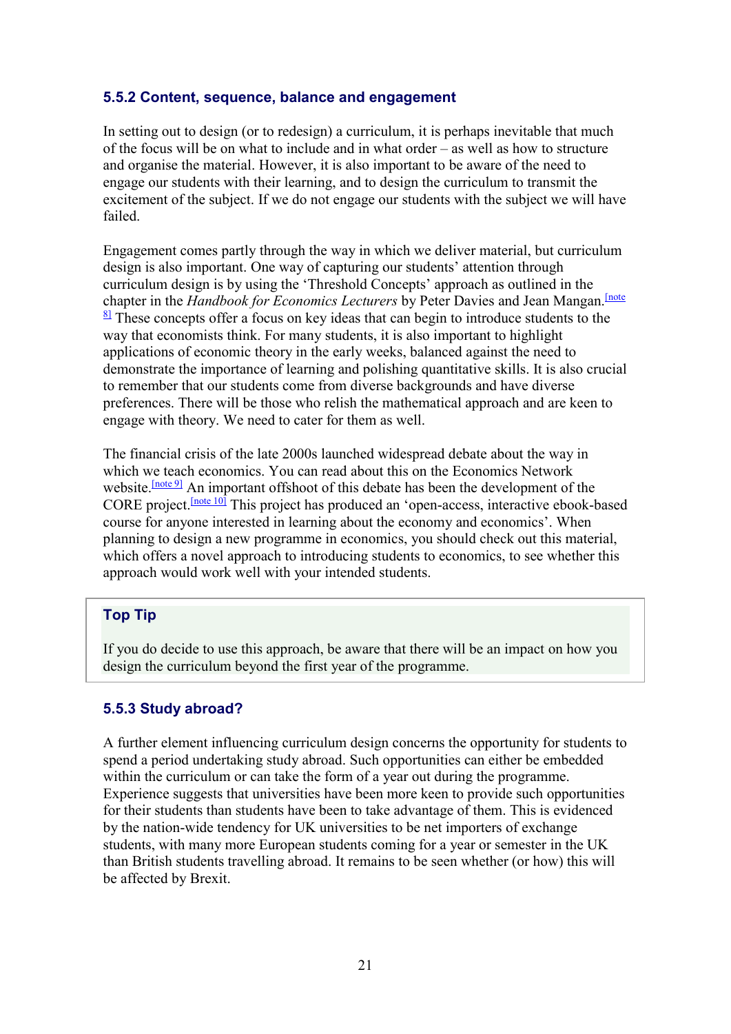### 5.5.2 Content, sequence, balance and engagement

In setting out to design (or to redesign) a curriculum, it is perhaps inevitable that much of the focus will be on what to include and in what order – as well as how to structure and organise the material. However, it is also important to be aware of the need to engage our students with their learning, and to design the curriculum to transmit the excitement of the subject. If we do not engage our students with the subject we will have failed.

Engagement comes partly through the way in which we deliver material, but curriculum design is also important. One way of capturing our students' attention through curriculum design is by using the 'Threshold Concepts' approach as outlined in the chapter in the *Handbook for Economics Lecturers* by Peter Davies and Jean Mangan.[note 8] These concepts offer a focus on key ideas that can begin to introduce students to the way that economists think. For many students, it is also important to highlight applications of economic theory in the early weeks, balanced against the need to demonstrate the importance of learning and polishing quantitative skills. It is also crucial to remember that our students come from diverse backgrounds and have diverse preferences. There will be those who relish the mathematical approach and are keen to engage with theory. We need to cater for them as well.

The financial crisis of the late 2000s launched widespread debate about the way in which we teach economics. You can read about this on the Economics Network website.[note 9] An important offshoot of this debate has been the development of the CORE project.[note 10] This project has produced an 'open-access, interactive ebook-based course for anyone interested in learning about the economy and economics'. When planning to design a new programme in economics, you should check out this material, which offers a novel approach to introducing students to economics, to see whether this approach would work well with your intended students.

> **Top Tip**
>
> If you do decide to use this approach, be aware that there will be an impact on how you design the curriculum beyond the first year of the programme.

### 5.5.3 Study abroad?

A further element influencing curriculum design concerns the opportunity for students to spend a period undertaking study abroad. Such opportunities can either be embedded within the curriculum or can take the form of a year out during the programme. Experience suggests that universities have been more keen to provide such opportunities for their students than students have been to take advantage of them. This is evidenced by the nation-wide tendency for UK universities to be net importers of exchange students, with many more European students coming for a year or semester in the UK than British students travelling abroad. It remains to be seen whether (or how) this will be affected by Brexit.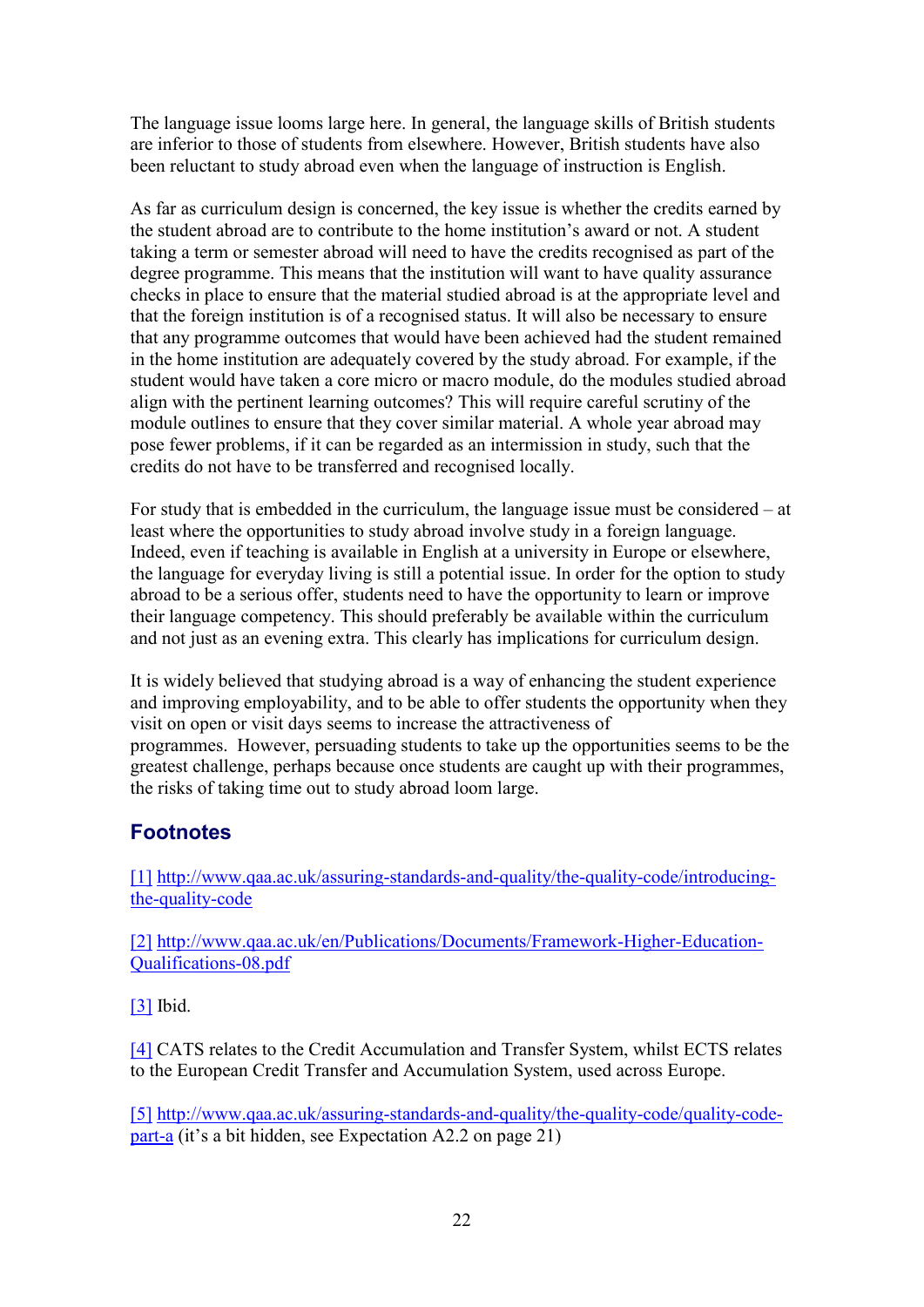The language issue looms large here. In general, the language skills of British students are inferior to those of students from elsewhere. However, British students have also been reluctant to study abroad even when the language of instruction is English.

As far as curriculum design is concerned, the key issue is whether the credits earned by the student abroad are to contribute to the home institution's award or not. A student taking a term or semester abroad will need to have the credits recognised as part of the degree programme. This means that the institution will want to have quality assurance checks in place to ensure that the material studied abroad is at the appropriate level and that the foreign institution is of a recognised status. It will also be necessary to ensure that any programme outcomes that would have been achieved had the student remained in the home institution are adequately covered by the study abroad. For example, if the student would have taken a core micro or macro module, do the modules studied abroad align with the pertinent learning outcomes? This will require careful scrutiny of the module outlines to ensure that they cover similar material. A whole year abroad may pose fewer problems, if it can be regarded as an intermission in study, such that the credits do not have to be transferred and recognised locally.

For study that is embedded in the curriculum, the language issue must be considered – at least where the opportunities to study abroad involve study in a foreign language. Indeed, even if teaching is available in English at a university in Europe or elsewhere, the language for everyday living is still a potential issue. In order for the option to study abroad to be a serious offer, students need to have the opportunity to learn or improve their language competency. This should preferably be available within the curriculum and not just as an evening extra. This clearly has implications for curriculum design.

It is widely believed that studying abroad is a way of enhancing the student experience and improving employability, and to be able to offer students the opportunity when they visit on open or visit days seems to increase the attractiveness of programmes. However, persuading students to take up the opportunities seems to be the greatest challenge, perhaps because once students are caught up with their programmes, the risks of taking time out to study abroad loom large.

## Footnotes

[1] http://www.qaa.ac.uk/assuring-standards-and-quality/the-quality-code/introducing-the-quality-code

[2] http://www.qaa.ac.uk/en/Publications/Documents/Framework-Higher-Education-Qualifications-08.pdf

[3] Ibid.

[4] CATS relates to the Credit Accumulation and Transfer System, whilst ECTS relates to the European Credit Transfer and Accumulation System, used across Europe.

[5] http://www.qaa.ac.uk/assuring-standards-and-quality/the-quality-code/quality-code-part-a (it's a bit hidden, see Expectation A2.2 on page 21)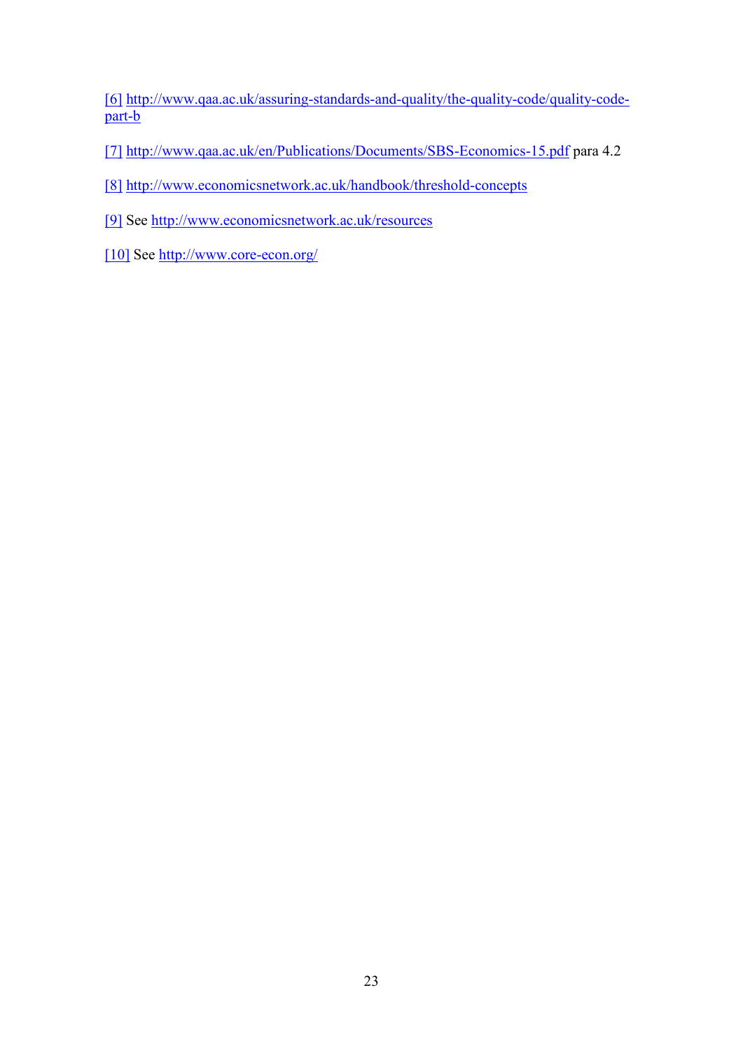[6] http://www.qaa.ac.uk/assuring-standards-and-quality/the-quality-code/quality-code-part-b

[7] http://www.qaa.ac.uk/en/Publications/Documents/SBS-Economics-15.pdf para 4.2

[8] http://www.economicsnetwork.ac.uk/handbook/threshold-concepts

[9] See http://www.economicsnetwork.ac.uk/resources

[10] See http://www.core-econ.org/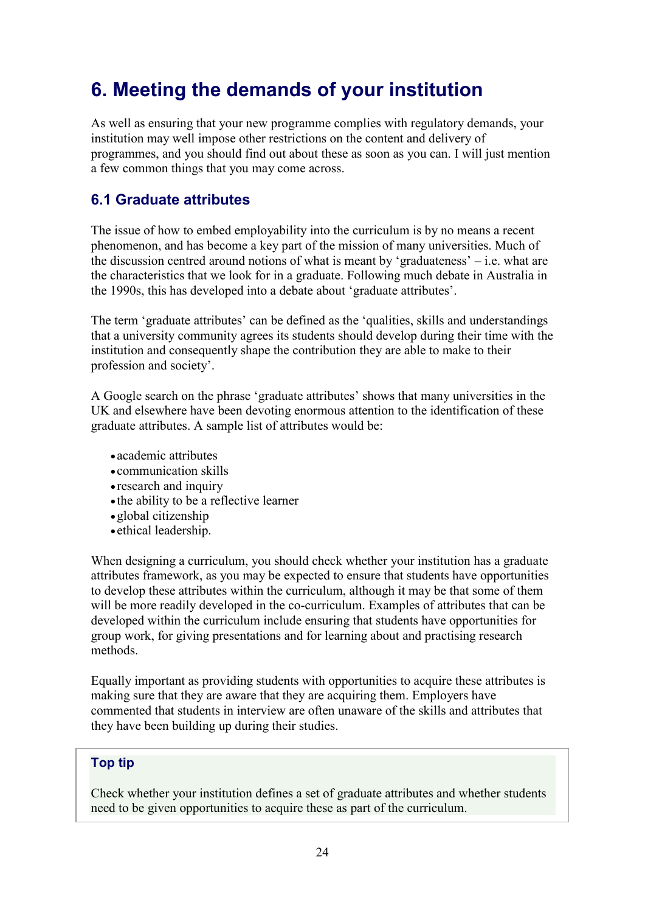# 6. Meeting the demands of your institution

As well as ensuring that your new programme complies with regulatory demands, your institution may well impose other restrictions on the content and delivery of programmes, and you should find out about these as soon as you can. I will just mention a few common things that you may come across.

## 6.1 Graduate attributes

The issue of how to embed employability into the curriculum is by no means a recent phenomenon, and has become a key part of the mission of many universities. Much of the discussion centred around notions of what is meant by 'graduateness' – i.e. what are the characteristics that we look for in a graduate. Following much debate in Australia in the 1990s, this has developed into a debate about 'graduate attributes'.

The term 'graduate attributes' can be defined as the 'qualities, skills and understandings that a university community agrees its students should develop during their time with the institution and consequently shape the contribution they are able to make to their profession and society'.

A Google search on the phrase 'graduate attributes' shows that many universities in the UK and elsewhere have been devoting enormous attention to the identification of these graduate attributes. A sample list of attributes would be:

- academic attributes
- communication skills
- research and inquiry
- the ability to be a reflective learner
- global citizenship
- ethical leadership.

When designing a curriculum, you should check whether your institution has a graduate attributes framework, as you may be expected to ensure that students have opportunities to develop these attributes within the curriculum, although it may be that some of them will be more readily developed in the co-curriculum. Examples of attributes that can be developed within the curriculum include ensuring that students have opportunities for group work, for giving presentations and for learning about and practising research methods.

Equally important as providing students with opportunities to acquire these attributes is making sure that they are aware that they are acquiring them. Employers have commented that students in interview are often unaware of the skills and attributes that they have been building up during their studies.

> **Top tip**
>
> Check whether your institution defines a set of graduate attributes and whether students need to be given opportunities to acquire these as part of the curriculum.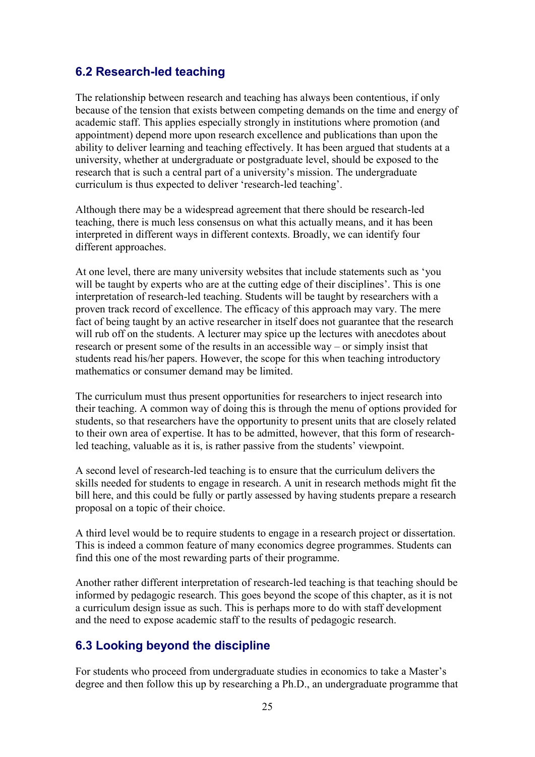## 6.2 Research-led teaching

The relationship between research and teaching has always been contentious, if only because of the tension that exists between competing demands on the time and energy of academic staff. This applies especially strongly in institutions where promotion (and appointment) depend more upon research excellence and publications than upon the ability to deliver learning and teaching effectively. It has been argued that students at a university, whether at undergraduate or postgraduate level, should be exposed to the research that is such a central part of a university's mission. The undergraduate curriculum is thus expected to deliver 'research-led teaching'.

Although there may be a widespread agreement that there should be research-led teaching, there is much less consensus on what this actually means, and it has been interpreted in different ways in different contexts. Broadly, we can identify four different approaches.

At one level, there are many university websites that include statements such as 'you will be taught by experts who are at the cutting edge of their disciplines'. This is one interpretation of research-led teaching. Students will be taught by researchers with a proven track record of excellence. The efficacy of this approach may vary. The mere fact of being taught by an active researcher in itself does not guarantee that the research will rub off on the students. A lecturer may spice up the lectures with anecdotes about research or present some of the results in an accessible way – or simply insist that students read his/her papers. However, the scope for this when teaching introductory mathematics or consumer demand may be limited.

The curriculum must thus present opportunities for researchers to inject research into their teaching. A common way of doing this is through the menu of options provided for students, so that researchers have the opportunity to present units that are closely related to their own area of expertise. It has to be admitted, however, that this form of research-led teaching, valuable as it is, is rather passive from the students' viewpoint.

A second level of research-led teaching is to ensure that the curriculum delivers the skills needed for students to engage in research. A unit in research methods might fit the bill here, and this could be fully or partly assessed by having students prepare a research proposal on a topic of their choice.

A third level would be to require students to engage in a research project or dissertation. This is indeed a common feature of many economics degree programmes. Students can find this one of the most rewarding parts of their programme.

Another rather different interpretation of research-led teaching is that teaching should be informed by pedagogic research. This goes beyond the scope of this chapter, as it is not a curriculum design issue as such. This is perhaps more to do with staff development and the need to expose academic staff to the results of pedagogic research.

## 6.3 Looking beyond the discipline

For students who proceed from undergraduate studies in economics to take a Master's degree and then follow this up by researching a Ph.D., an undergraduate programme that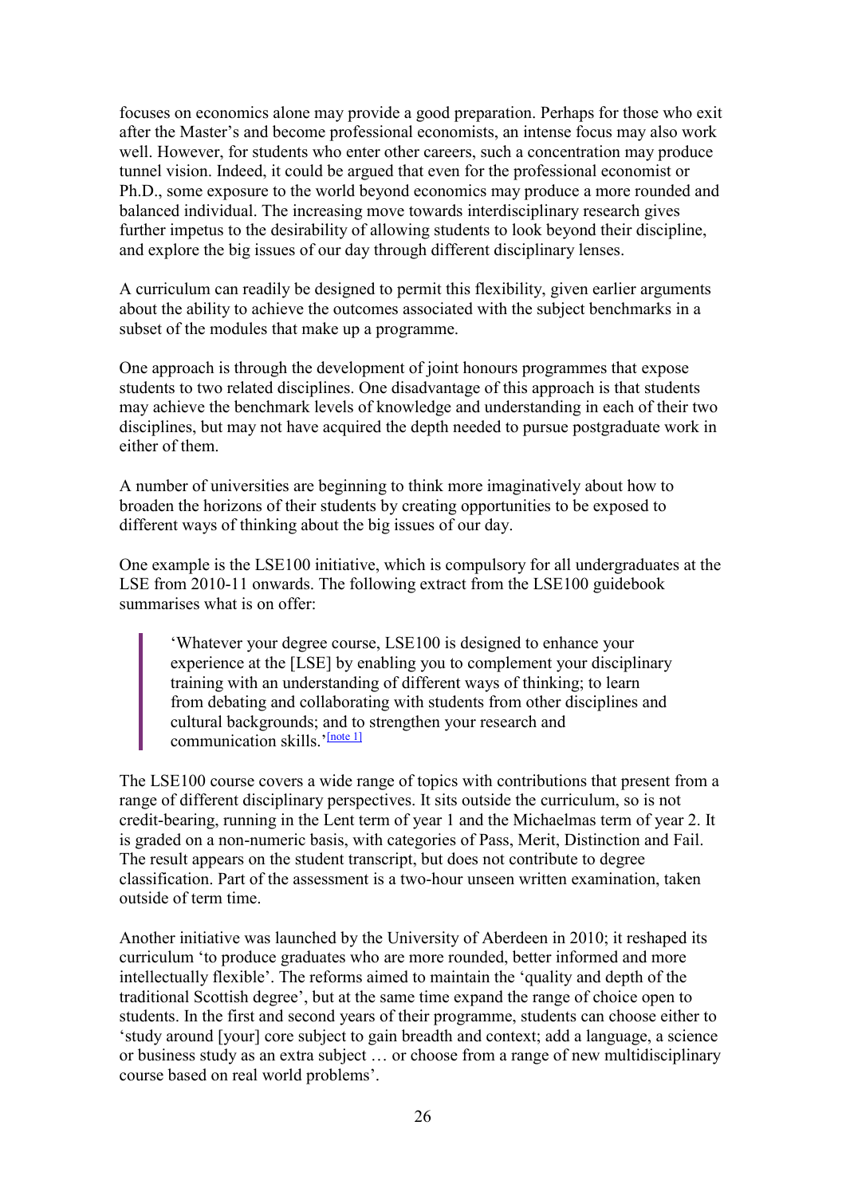focuses on economics alone may provide a good preparation. Perhaps for those who exit after the Master's and become professional economists, an intense focus may also work well. However, for students who enter other careers, such a concentration may produce tunnel vision. Indeed, it could be argued that even for the professional economist or Ph.D., some exposure to the world beyond economics may produce a more rounded and balanced individual. The increasing move towards interdisciplinary research gives further impetus to the desirability of allowing students to look beyond their discipline, and explore the big issues of our day through different disciplinary lenses.

A curriculum can readily be designed to permit this flexibility, given earlier arguments about the ability to achieve the outcomes associated with the subject benchmarks in a subset of the modules that make up a programme.

One approach is through the development of joint honours programmes that expose students to two related disciplines. One disadvantage of this approach is that students may achieve the benchmark levels of knowledge and understanding in each of their two disciplines, but may not have acquired the depth needed to pursue postgraduate work in either of them.

A number of universities are beginning to think more imaginatively about how to broaden the horizons of their students by creating opportunities to be exposed to different ways of thinking about the big issues of our day.

One example is the LSE100 initiative, which is compulsory for all undergraduates at the LSE from 2010-11 onwards. The following extract from the LSE100 guidebook summarises what is on offer:

> 'Whatever your degree course, LSE100 is designed to enhance your experience at the [LSE] by enabling you to complement your disciplinary training with an understanding of different ways of thinking; to learn from debating and collaborating with students from other disciplines and cultural backgrounds; and to strengthen your research and communication skills.'[note 1]

The LSE100 course covers a wide range of topics with contributions that present from a range of different disciplinary perspectives. It sits outside the curriculum, so is not credit-bearing, running in the Lent term of year 1 and the Michaelmas term of year 2. It is graded on a non-numeric basis, with categories of Pass, Merit, Distinction and Fail. The result appears on the student transcript, but does not contribute to degree classification. Part of the assessment is a two-hour unseen written examination, taken outside of term time.

Another initiative was launched by the University of Aberdeen in 2010; it reshaped its curriculum 'to produce graduates who are more rounded, better informed and more intellectually flexible'. The reforms aimed to maintain the 'quality and depth of the traditional Scottish degree', but at the same time expand the range of choice open to students. In the first and second years of their programme, students can choose either to 'study around [your] core subject to gain breadth and context; add a language, a science or business study as an extra subject … or choose from a range of new multidisciplinary course based on real world problems'.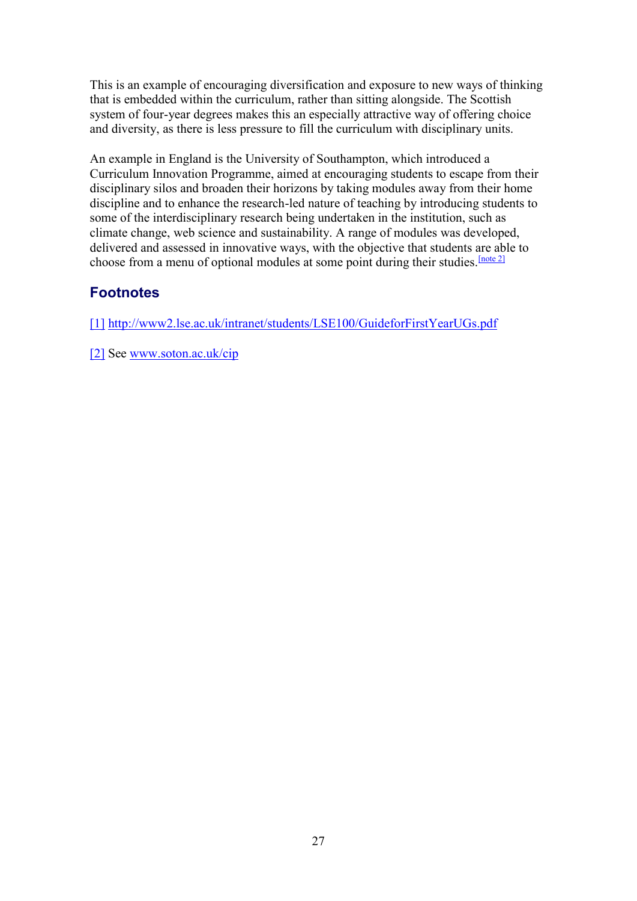This is an example of encouraging diversification and exposure to new ways of thinking that is embedded within the curriculum, rather than sitting alongside. The Scottish system of four-year degrees makes this an especially attractive way of offering choice and diversity, as there is less pressure to fill the curriculum with disciplinary units.

An example in England is the University of Southampton, which introduced a Curriculum Innovation Programme, aimed at encouraging students to escape from their disciplinary silos and broaden their horizons by taking modules away from their home discipline and to enhance the research-led nature of teaching by introducing students to some of the interdisciplinary research being undertaken in the institution, such as climate change, web science and sustainability. A range of modules was developed, delivered and assessed in innovative ways, with the objective that students are able to choose from a menu of optional modules at some point during their studies.[note 2]

## Footnotes

[1] http://www2.lse.ac.uk/intranet/students/LSE100/GuideforFirstYearUGs.pdf

[2] See www.soton.ac.uk/cip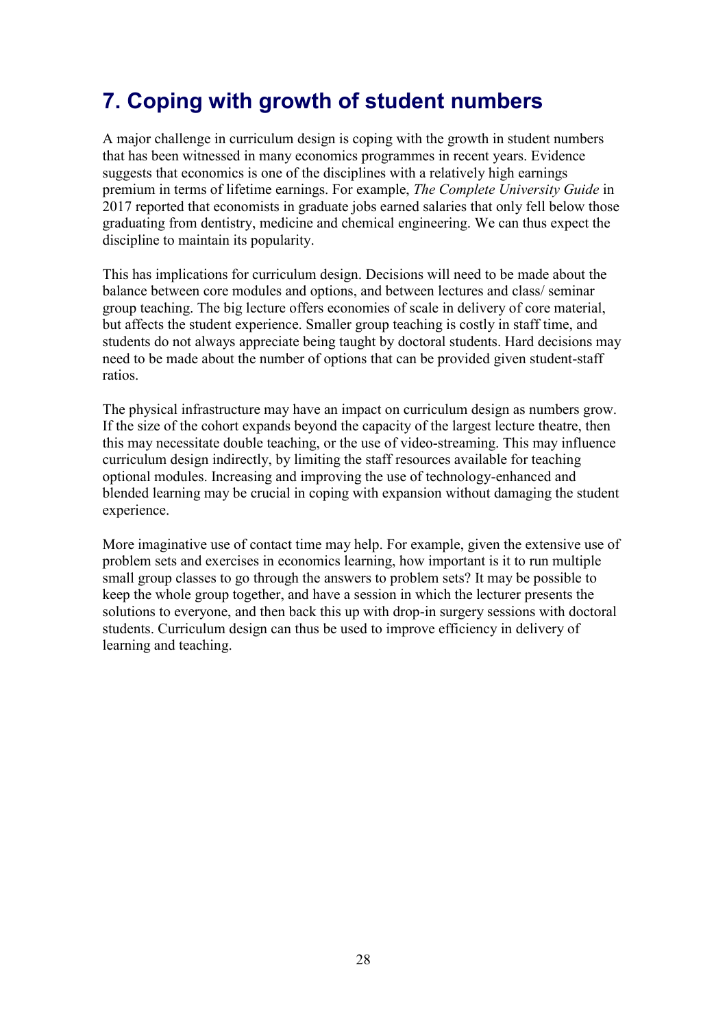## 7. Coping with growth of student numbers

A major challenge in curriculum design is coping with the growth in student numbers that has been witnessed in many economics programmes in recent years. Evidence suggests that economics is one of the disciplines with a relatively high earnings premium in terms of lifetime earnings. For example, *The Complete University Guide* in 2017 reported that economists in graduate jobs earned salaries that only fell below those graduating from dentistry, medicine and chemical engineering. We can thus expect the discipline to maintain its popularity.

This has implications for curriculum design. Decisions will need to be made about the balance between core modules and options, and between lectures and class/ seminar group teaching. The big lecture offers economies of scale in delivery of core material, but affects the student experience. Smaller group teaching is costly in staff time, and students do not always appreciate being taught by doctoral students. Hard decisions may need to be made about the number of options that can be provided given student-staff ratios.

The physical infrastructure may have an impact on curriculum design as numbers grow. If the size of the cohort expands beyond the capacity of the largest lecture theatre, then this may necessitate double teaching, or the use of video-streaming. This may influence curriculum design indirectly, by limiting the staff resources available for teaching optional modules. Increasing and improving the use of technology-enhanced and blended learning may be crucial in coping with expansion without damaging the student experience.

More imaginative use of contact time may help. For example, given the extensive use of problem sets and exercises in economics learning, how important is it to run multiple small group classes to go through the answers to problem sets? It may be possible to keep the whole group together, and have a session in which the lecturer presents the solutions to everyone, and then back this up with drop-in surgery sessions with doctoral students. Curriculum design can thus be used to improve efficiency in delivery of learning and teaching.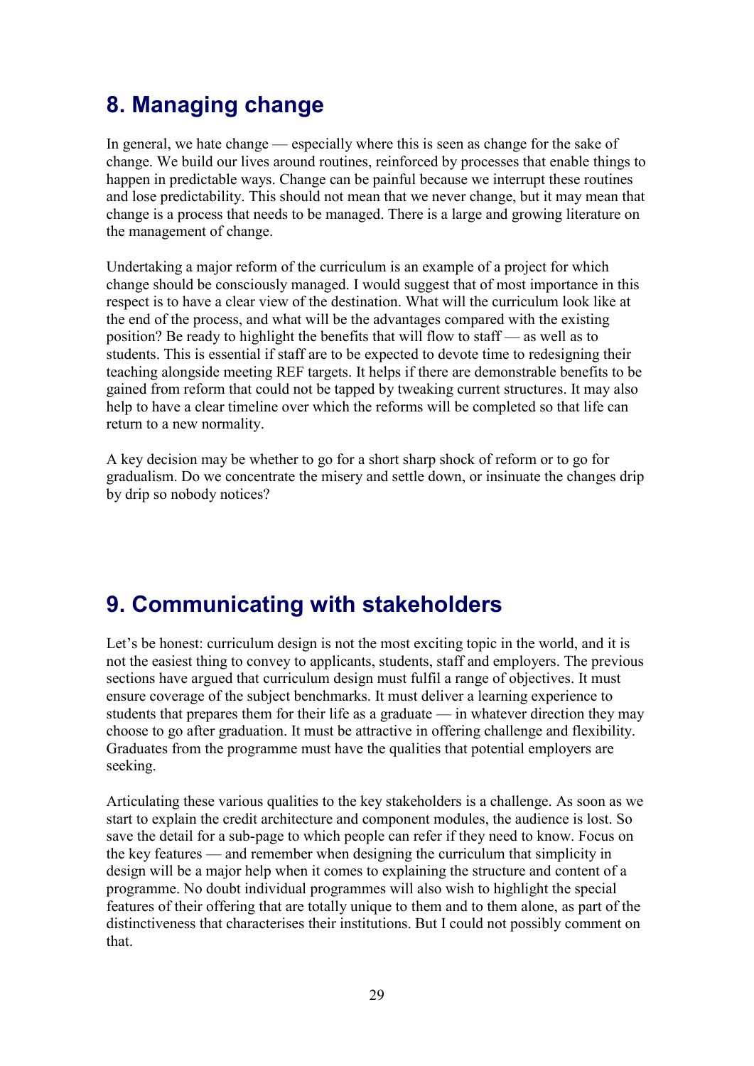## 8. Managing change

In general, we hate change — especially where this is seen as change for the sake of change. We build our lives around routines, reinforced by processes that enable things to happen in predictable ways. Change can be painful because we interrupt these routines and lose predictability. This should not mean that we never change, but it may mean that change is a process that needs to be managed. There is a large and growing literature on the management of change.

Undertaking a major reform of the curriculum is an example of a project for which change should be consciously managed. I would suggest that of most importance in this respect is to have a clear view of the destination. What will the curriculum look like at the end of the process, and what will be the advantages compared with the existing position? Be ready to highlight the benefits that will flow to staff — as well as to students. This is essential if staff are to be expected to devote time to redesigning their teaching alongside meeting REF targets. It helps if there are demonstrable benefits to be gained from reform that could not be tapped by tweaking current structures. It may also help to have a clear timeline over which the reforms will be completed so that life can return to a new normality.

A key decision may be whether to go for a short sharp shock of reform or to go for gradualism. Do we concentrate the misery and settle down, or insinuate the changes drip by drip so nobody notices?

## 9. Communicating with stakeholders

Let's be honest: curriculum design is not the most exciting topic in the world, and it is not the easiest thing to convey to applicants, students, staff and employers. The previous sections have argued that curriculum design must fulfil a range of objectives. It must ensure coverage of the subject benchmarks. It must deliver a learning experience to students that prepares them for their life as a graduate — in whatever direction they may choose to go after graduation. It must be attractive in offering challenge and flexibility. Graduates from the programme must have the qualities that potential employers are seeking.

Articulating these various qualities to the key stakeholders is a challenge. As soon as we start to explain the credit architecture and component modules, the audience is lost. So save the detail for a sub-page to which people can refer if they need to know. Focus on the key features — and remember when designing the curriculum that simplicity in design will be a major help when it comes to explaining the structure and content of a programme. No doubt individual programmes will also wish to highlight the special features of their offering that are totally unique to them and to them alone, as part of the distinctiveness that characterises their institutions. But I could not possibly comment on that.